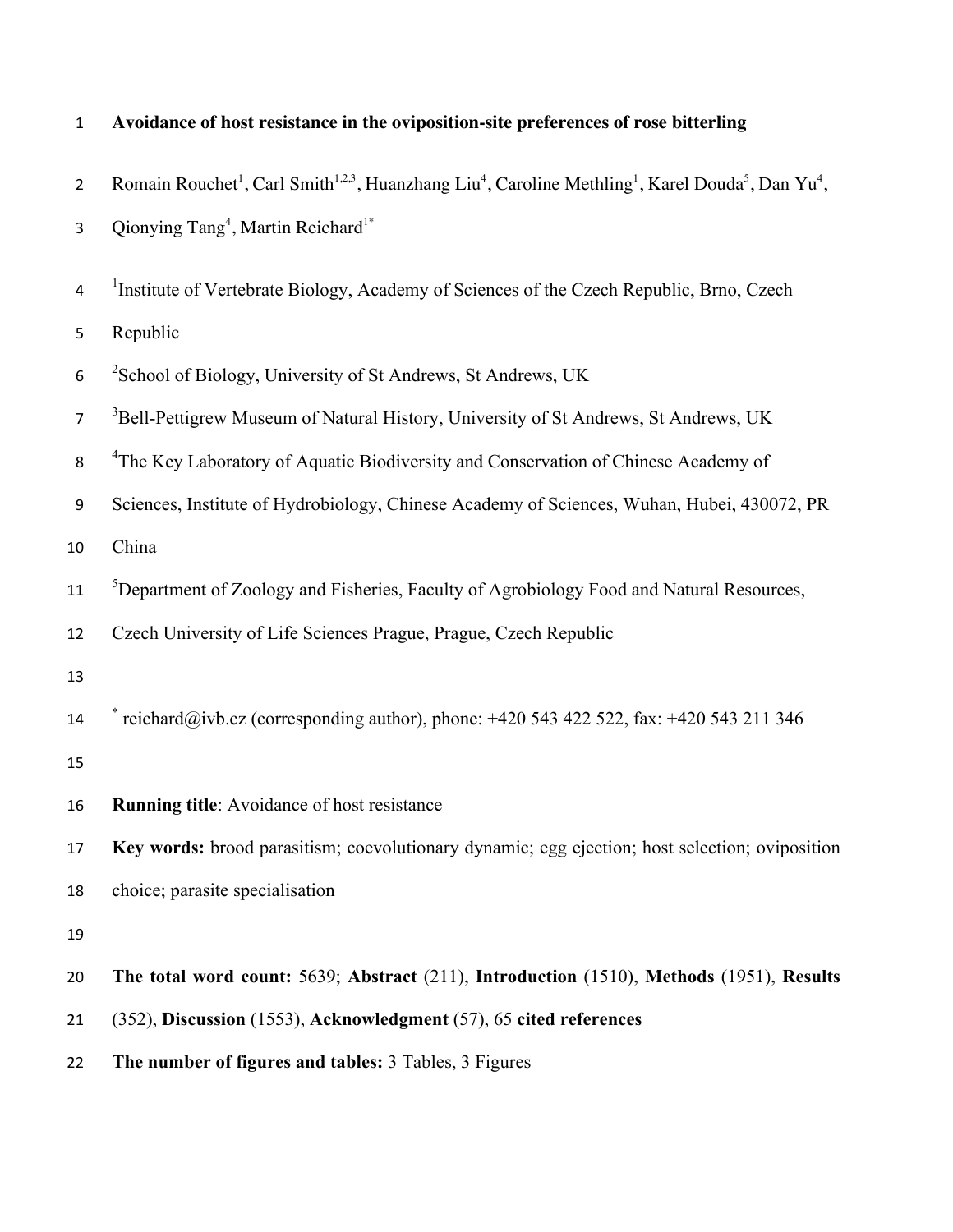# Avoidance of host resistance in the oviposition-site preferences of rose bitterling

Romain Rouchet[1], Carl Smith[1,2,3], Huanzhang Liu[4], Caroline Methling[1], Karel Douda[5], Dan Yu[4], Qionying Tang[4], Martin Reichard[1*]

[1]Institute of Vertebrate Biology, Academy of Sciences of the Czech Republic, Brno, Czech Republic

[2]School of Biology, University of St Andrews, St Andrews, UK

[3]Bell-Pettigrew Museum of Natural History, University of St Andrews, St Andrews, UK

[4]The Key Laboratory of Aquatic Biodiversity and Conservation of Chinese Academy of Sciences, Institute of Hydrobiology, Chinese Academy of Sciences, Wuhan, Hubei, 430072, PR China

[5]Department of Zoology and Fisheries, Faculty of Agrobiology Food and Natural Resources, Czech University of Life Sciences Prague, Prague, Czech Republic

[*] reichard@ivb.cz (corresponding author), phone: +420 543 422 522, fax: +420 543 211 346

**Running title**: Avoidance of host resistance

**Key words:** brood parasitism; coevolutionary dynamic; egg ejection; host selection; oviposition choice; parasite specialisation

**The total word count:** 5639; **Abstract** (211), **Introduction** (1510), **Methods** (1951), **Results** (352), **Discussion** (1553), **Acknowledgment** (57), 65 **cited references**

**The number of figures and tables:** 3 Tables, 3 Figures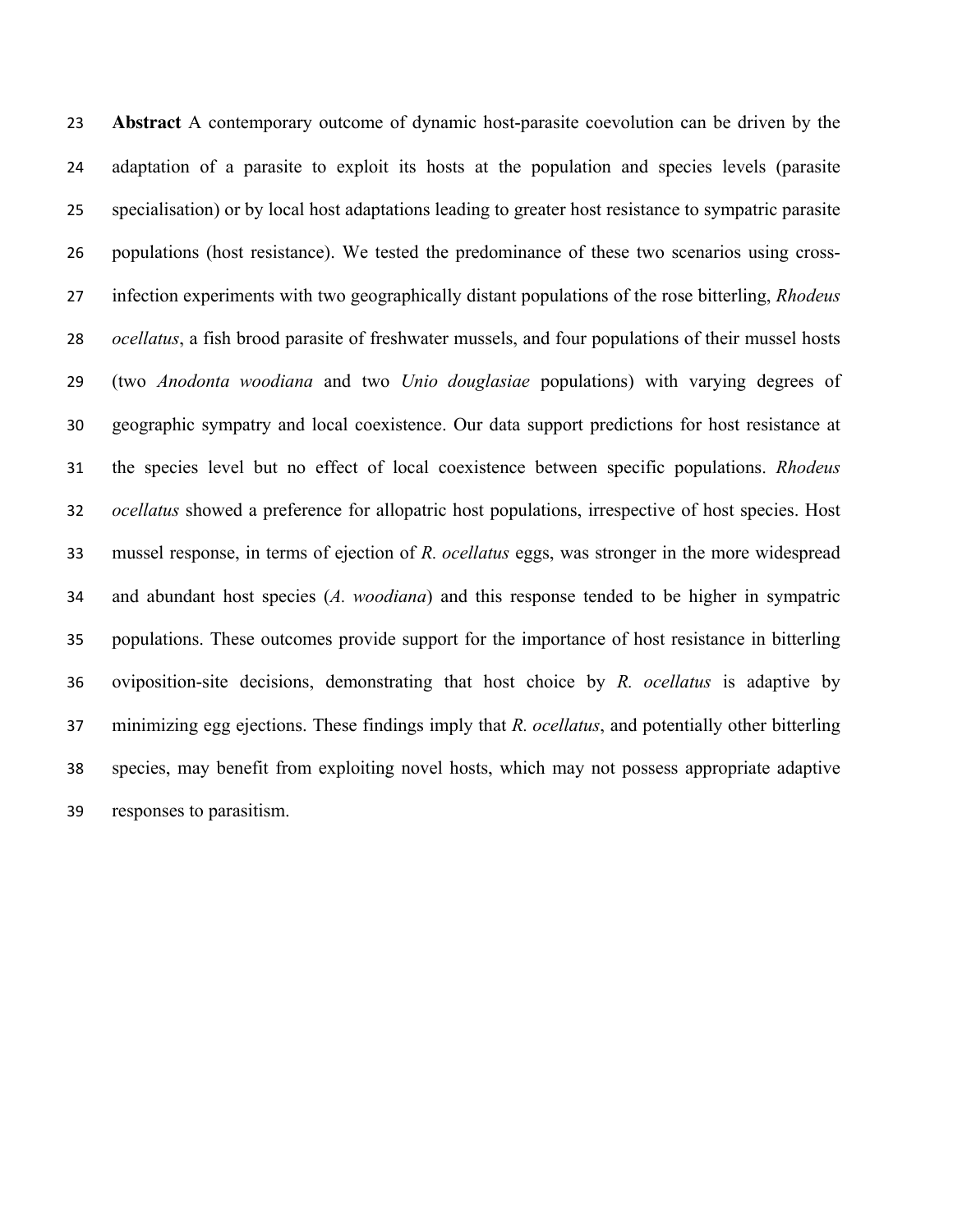**Abstract** A contemporary outcome of dynamic host-parasite coevolution can be driven by the adaptation of a parasite to exploit its hosts at the population and species levels (parasite specialisation) or by local host adaptations leading to greater host resistance to sympatric parasite populations (host resistance). We tested the predominance of these two scenarios using cross-infection experiments with two geographically distant populations of the rose bitterling, *Rhodeus ocellatus*, a fish brood parasite of freshwater mussels, and four populations of their mussel hosts (two *Anodonta woodiana* and two *Unio douglasiae* populations) with varying degrees of geographic sympatry and local coexistence. Our data support predictions for host resistance at the species level but no effect of local coexistence between specific populations. *Rhodeus ocellatus* showed a preference for allopatric host populations, irrespective of host species. Host mussel response, in terms of ejection of *R. ocellatus* eggs, was stronger in the more widespread and abundant host species (*A. woodiana*) and this response tended to be higher in sympatric populations. These outcomes provide support for the importance of host resistance in bitterling oviposition-site decisions, demonstrating that host choice by *R. ocellatus* is adaptive by minimizing egg ejections. These findings imply that *R. ocellatus*, and potentially other bitterling species, may benefit from exploiting novel hosts, which may not possess appropriate adaptive responses to parasitism.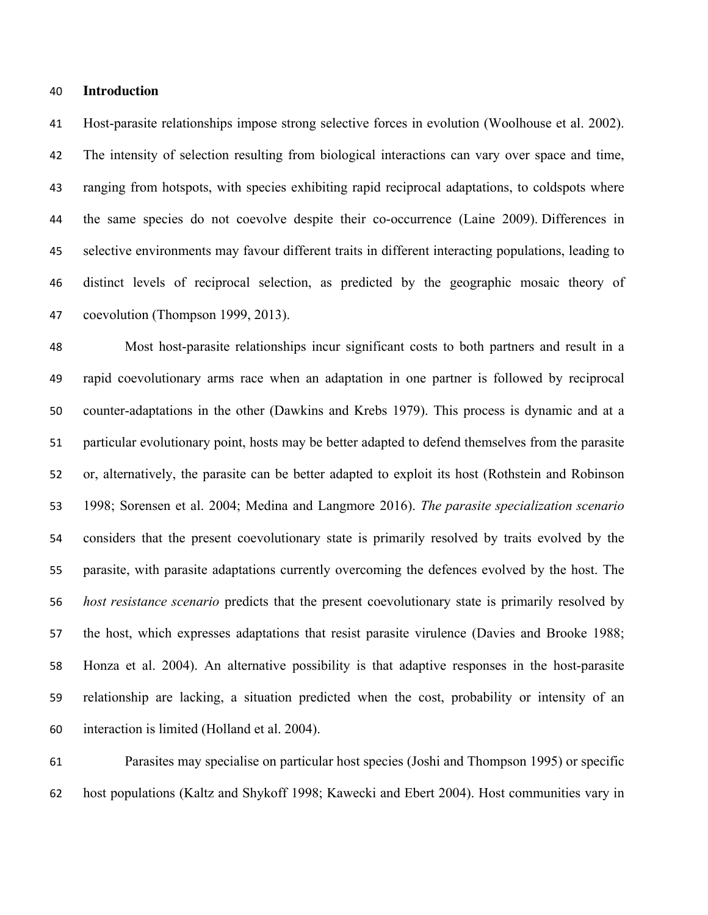## Introduction

Host-parasite relationships impose strong selective forces in evolution (Woolhouse et al. 2002). The intensity of selection resulting from biological interactions can vary over space and time, ranging from hotspots, with species exhibiting rapid reciprocal adaptations, to coldspots where the same species do not coevolve despite their co-occurrence (Laine 2009). Differences in selective environments may favour different traits in different interacting populations, leading to distinct levels of reciprocal selection, as predicted by the geographic mosaic theory of coevolution (Thompson 1999, 2013).

Most host-parasite relationships incur significant costs to both partners and result in a rapid coevolutionary arms race when an adaptation in one partner is followed by reciprocal counter-adaptations in the other (Dawkins and Krebs 1979). This process is dynamic and at a particular evolutionary point, hosts may be better adapted to defend themselves from the parasite or, alternatively, the parasite can be better adapted to exploit its host (Rothstein and Robinson 1998; Sorensen et al. 2004; Medina and Langmore 2016). *The parasite specialization scenario* considers that the present coevolutionary state is primarily resolved by traits evolved by the parasite, with parasite adaptations currently overcoming the defences evolved by the host. The *host resistance scenario* predicts that the present coevolutionary state is primarily resolved by the host, which expresses adaptations that resist parasite virulence (Davies and Brooke 1988; Honza et al. 2004). An alternative possibility is that adaptive responses in the host-parasite relationship are lacking, a situation predicted when the cost, probability or intensity of an interaction is limited (Holland et al. 2004).

Parasites may specialise on particular host species (Joshi and Thompson 1995) or specific host populations (Kaltz and Shykoff 1998; Kawecki and Ebert 2004). Host communities vary in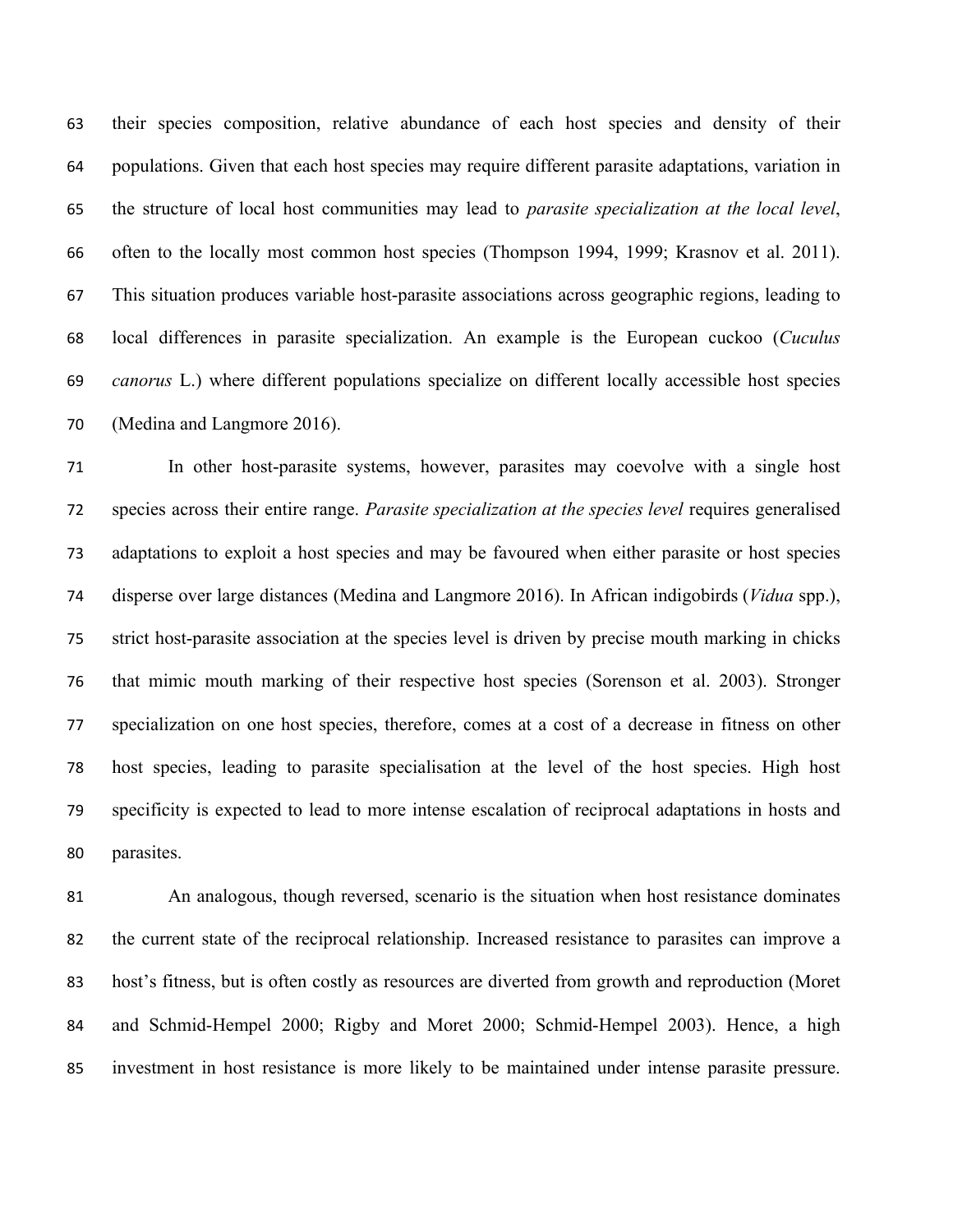their species composition, relative abundance of each host species and density of their populations. Given that each host species may require different parasite adaptations, variation in the structure of local host communities may lead to *parasite specialization at the local level*, often to the locally most common host species (Thompson 1994, 1999; Krasnov et al. 2011). This situation produces variable host-parasite associations across geographic regions, leading to local differences in parasite specialization. An example is the European cuckoo (*Cuculus canorus* L.) where different populations specialize on different locally accessible host species (Medina and Langmore 2016).

In other host-parasite systems, however, parasites may coevolve with a single host species across their entire range. *Parasite specialization at the species level* requires generalised adaptations to exploit a host species and may be favoured when either parasite or host species disperse over large distances (Medina and Langmore 2016). In African indigobirds (*Vidua* spp.), strict host-parasite association at the species level is driven by precise mouth marking in chicks that mimic mouth marking of their respective host species (Sorenson et al. 2003). Stronger specialization on one host species, therefore, comes at a cost of a decrease in fitness on other host species, leading to parasite specialisation at the level of the host species. High host specificity is expected to lead to more intense escalation of reciprocal adaptations in hosts and parasites.

An analogous, though reversed, scenario is the situation when host resistance dominates the current state of the reciprocal relationship. Increased resistance to parasites can improve a host's fitness, but is often costly as resources are diverted from growth and reproduction (Moret and Schmid-Hempel 2000; Rigby and Moret 2000; Schmid-Hempel 2003). Hence, a high investment in host resistance is more likely to be maintained under intense parasite pressure.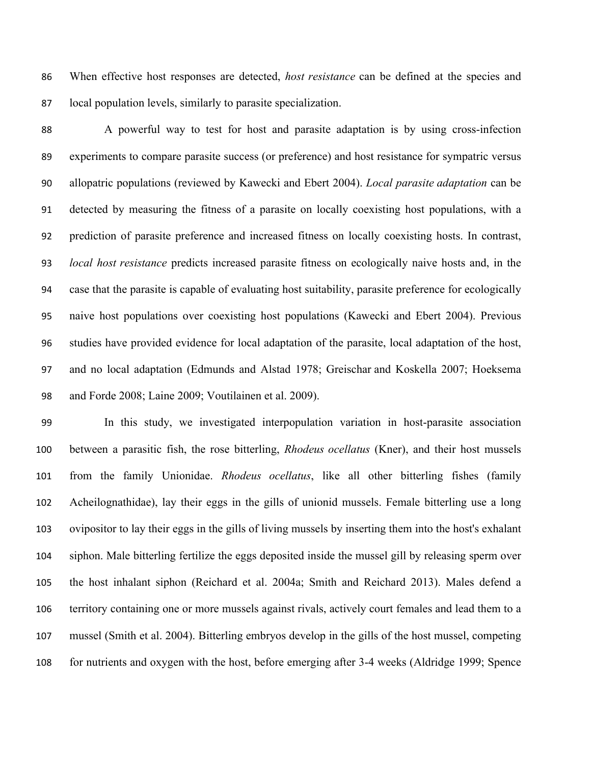When effective host responses are detected, *host resistance* can be defined at the species and local population levels, similarly to parasite specialization.

A powerful way to test for host and parasite adaptation is by using cross-infection experiments to compare parasite success (or preference) and host resistance for sympatric versus allopatric populations (reviewed by Kawecki and Ebert 2004). *Local parasite adaptation* can be detected by measuring the fitness of a parasite on locally coexisting host populations, with a prediction of parasite preference and increased fitness on locally coexisting hosts. In contrast, *local host resistance* predicts increased parasite fitness on ecologically naive hosts and, in the case that the parasite is capable of evaluating host suitability, parasite preference for ecologically naive host populations over coexisting host populations (Kawecki and Ebert 2004). Previous studies have provided evidence for local adaptation of the parasite, local adaptation of the host, and no local adaptation (Edmunds and Alstad 1978; Greischar and Koskella 2007; Hoeksema and Forde 2008; Laine 2009; Voutilainen et al. 2009).

In this study, we investigated interpopulation variation in host-parasite association between a parasitic fish, the rose bitterling, *Rhodeus ocellatus* (Kner), and their host mussels from the family Unionidae. *Rhodeus ocellatus*, like all other bitterling fishes (family Acheilognathidae), lay their eggs in the gills of unionid mussels. Female bitterling use a long ovipositor to lay their eggs in the gills of living mussels by inserting them into the host's exhalant siphon. Male bitterling fertilize the eggs deposited inside the mussel gill by releasing sperm over the host inhalant siphon (Reichard et al. 2004a; Smith and Reichard 2013). Males defend a territory containing one or more mussels against rivals, actively court females and lead them to a mussel (Smith et al. 2004). Bitterling embryos develop in the gills of the host mussel, competing for nutrients and oxygen with the host, before emerging after 3-4 weeks (Aldridge 1999; Spence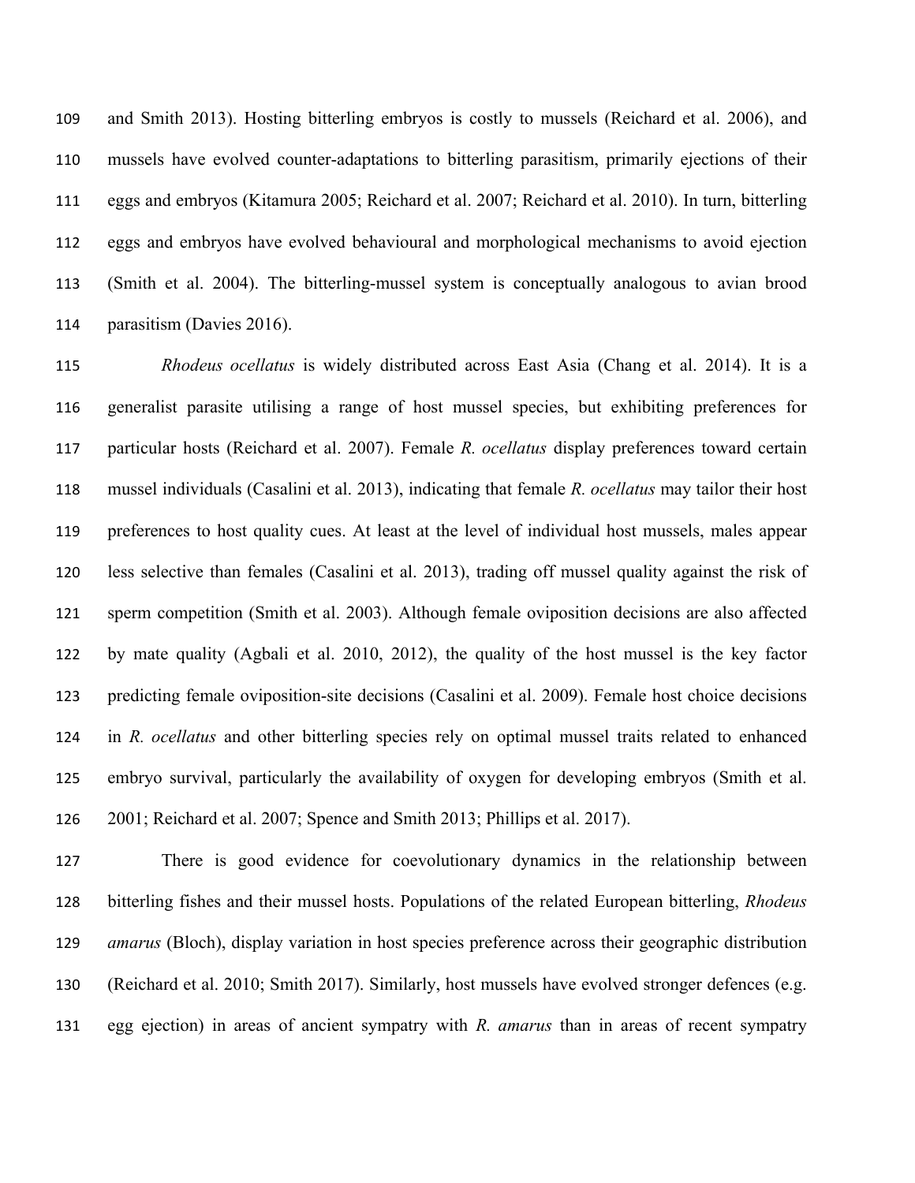and Smith 2013). Hosting bitterling embryos is costly to mussels (Reichard et al. 2006), and mussels have evolved counter-adaptations to bitterling parasitism, primarily ejections of their eggs and embryos (Kitamura 2005; Reichard et al. 2007; Reichard et al. 2010). In turn, bitterling eggs and embryos have evolved behavioural and morphological mechanisms to avoid ejection (Smith et al. 2004). The bitterling-mussel system is conceptually analogous to avian brood parasitism (Davies 2016).

*Rhodeus ocellatus* is widely distributed across East Asia (Chang et al. 2014). It is a generalist parasite utilising a range of host mussel species, but exhibiting preferences for particular hosts (Reichard et al. 2007). Female *R. ocellatus* display preferences toward certain mussel individuals (Casalini et al. 2013), indicating that female *R. ocellatus* may tailor their host preferences to host quality cues. At least at the level of individual host mussels, males appear less selective than females (Casalini et al. 2013), trading off mussel quality against the risk of sperm competition (Smith et al. 2003). Although female oviposition decisions are also affected by mate quality (Agbali et al. 2010, 2012), the quality of the host mussel is the key factor predicting female oviposition-site decisions (Casalini et al. 2009). Female host choice decisions in *R. ocellatus* and other bitterling species rely on optimal mussel traits related to enhanced embryo survival, particularly the availability of oxygen for developing embryos (Smith et al. 2001; Reichard et al. 2007; Spence and Smith 2013; Phillips et al. 2017).

There is good evidence for coevolutionary dynamics in the relationship between bitterling fishes and their mussel hosts. Populations of the related European bitterling, *Rhodeus amarus* (Bloch), display variation in host species preference across their geographic distribution (Reichard et al. 2010; Smith 2017). Similarly, host mussels have evolved stronger defences (e.g. egg ejection) in areas of ancient sympatry with *R. amarus* than in areas of recent sympatry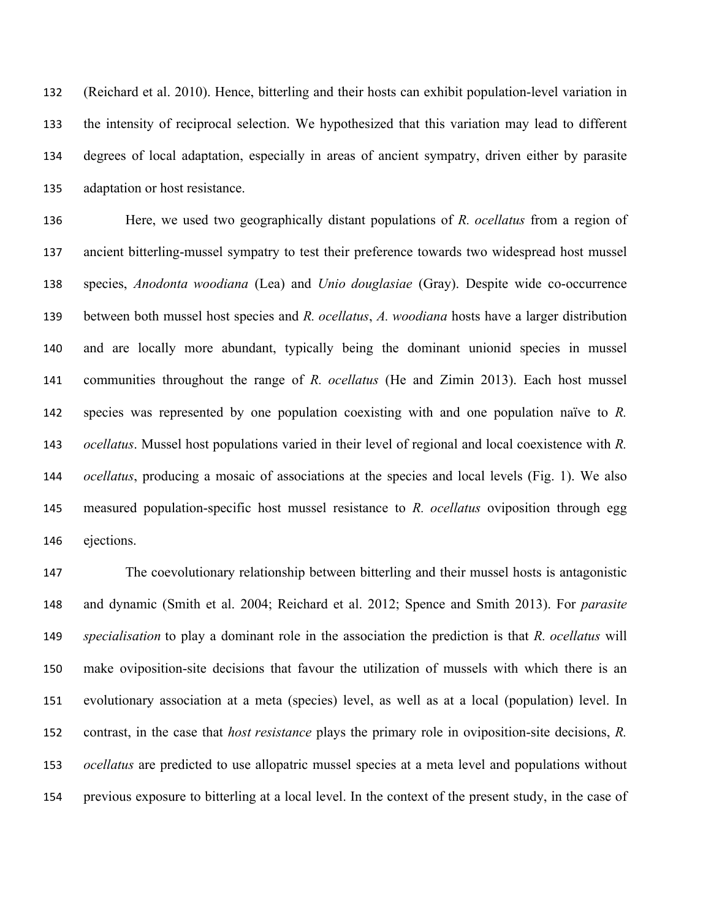(Reichard et al. 2010). Hence, bitterling and their hosts can exhibit population-level variation in the intensity of reciprocal selection. We hypothesized that this variation may lead to different degrees of local adaptation, especially in areas of ancient sympatry, driven either by parasite adaptation or host resistance.

Here, we used two geographically distant populations of *R. ocellatus* from a region of ancient bitterling-mussel sympatry to test their preference towards two widespread host mussel species, *Anodonta woodiana* (Lea) and *Unio douglasiae* (Gray). Despite wide co-occurrence between both mussel host species and *R. ocellatus*, *A. woodiana* hosts have a larger distribution and are locally more abundant, typically being the dominant unionid species in mussel communities throughout the range of *R. ocellatus* (He and Zimin 2013). Each host mussel species was represented by one population coexisting with and one population naïve to *R. ocellatus*. Mussel host populations varied in their level of regional and local coexistence with *R. ocellatus*, producing a mosaic of associations at the species and local levels (Fig. 1). We also measured population-specific host mussel resistance to *R. ocellatus* oviposition through egg ejections.

The coevolutionary relationship between bitterling and their mussel hosts is antagonistic and dynamic (Smith et al. 2004; Reichard et al. 2012; Spence and Smith 2013). For *parasite specialisation* to play a dominant role in the association the prediction is that *R. ocellatus* will make oviposition-site decisions that favour the utilization of mussels with which there is an evolutionary association at a meta (species) level, as well as at a local (population) level. In contrast, in the case that *host resistance* plays the primary role in oviposition-site decisions, *R. ocellatus* are predicted to use allopatric mussel species at a meta level and populations without previous exposure to bitterling at a local level. In the context of the present study, in the case of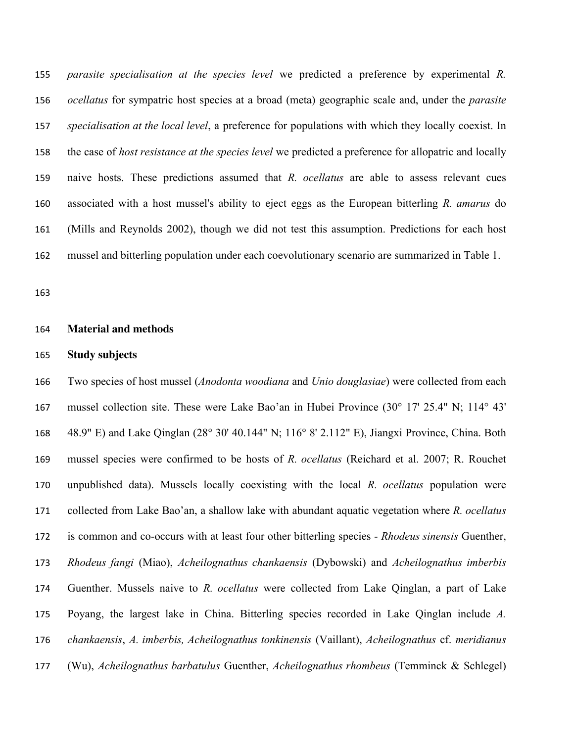*parasite specialisation at the species level* we predicted a preference by experimental *R. ocellatus* for sympatric host species at a broad (meta) geographic scale and, under the *parasite specialisation at the local level*, a preference for populations with which they locally coexist. In the case of *host resistance at the species level* we predicted a preference for allopatric and locally naive hosts. These predictions assumed that *R. ocellatus* are able to assess relevant cues associated with a host mussel's ability to eject eggs as the European bitterling *R. amarus* do (Mills and Reynolds 2002), though we did not test this assumption. Predictions for each host mussel and bitterling population under each coevolutionary scenario are summarized in Table 1.

## Material and methods

### Study subjects

Two species of host mussel (*Anodonta woodiana* and *Unio douglasiae*) were collected from each mussel collection site. These were Lake Bao'an in Hubei Province (30° 17' 25.4" N; 114° 43' 48.9" E) and Lake Qinglan (28° 30' 40.144" N; 116° 8' 2.112" E), Jiangxi Province, China. Both mussel species were confirmed to be hosts of *R. ocellatus* (Reichard et al. 2007; R. Rouchet unpublished data). Mussels locally coexisting with the local *R. ocellatus* population were collected from Lake Bao'an, a shallow lake with abundant aquatic vegetation where *R. ocellatus* is common and co-occurs with at least four other bitterling species - *Rhodeus sinensis* Guenther, *Rhodeus fangi* (Miao), *Acheilognathus chankaensis* (Dybowski) and *Acheilognathus imberbis* Guenther. Mussels naive to *R. ocellatus* were collected from Lake Qinglan, a part of Lake Poyang, the largest lake in China. Bitterling species recorded in Lake Qinglan include *A. chankaensis*, *A. imberbis, Acheilognathus tonkinensis* (Vaillant), *Acheilognathus* cf. *meridianus* (Wu), *Acheilognathus barbatulus* Guenther, *Acheilognathus rhombeus* (Temminck & Schlegel)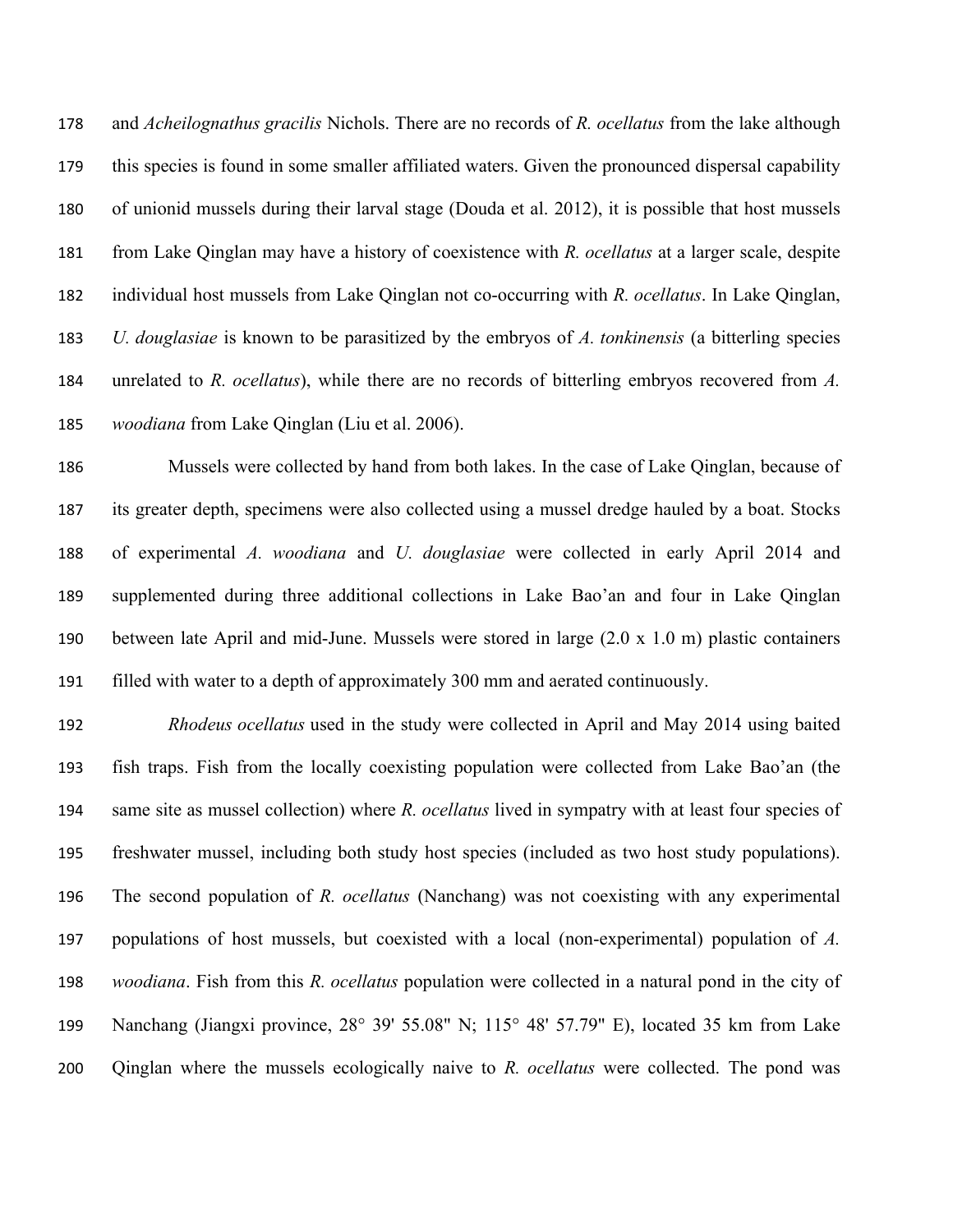and *Acheilognathus gracilis* Nichols. There are no records of *R. ocellatus* from the lake although this species is found in some smaller affiliated waters. Given the pronounced dispersal capability of unionid mussels during their larval stage (Douda et al. 2012), it is possible that host mussels from Lake Qinglan may have a history of coexistence with *R. ocellatus* at a larger scale, despite individual host mussels from Lake Qinglan not co-occurring with *R. ocellatus*. In Lake Qinglan, *U. douglasiae* is known to be parasitized by the embryos of *A. tonkinensis* (a bitterling species unrelated to *R. ocellatus*), while there are no records of bitterling embryos recovered from *A. woodiana* from Lake Qinglan (Liu et al. 2006).

Mussels were collected by hand from both lakes. In the case of Lake Qinglan, because of its greater depth, specimens were also collected using a mussel dredge hauled by a boat. Stocks of experimental *A. woodiana* and *U. douglasiae* were collected in early April 2014 and supplemented during three additional collections in Lake Bao'an and four in Lake Qinglan between late April and mid-June. Mussels were stored in large (2.0 x 1.0 m) plastic containers filled with water to a depth of approximately 300 mm and aerated continuously.

*Rhodeus ocellatus* used in the study were collected in April and May 2014 using baited fish traps. Fish from the locally coexisting population were collected from Lake Bao'an (the same site as mussel collection) where *R. ocellatus* lived in sympatry with at least four species of freshwater mussel, including both study host species (included as two host study populations). The second population of *R. ocellatus* (Nanchang) was not coexisting with any experimental populations of host mussels, but coexisted with a local (non-experimental) population of *A. woodiana*. Fish from this *R. ocellatus* population were collected in a natural pond in the city of Nanchang (Jiangxi province, 28° 39' 55.08" N; 115° 48' 57.79" E), located 35 km from Lake Qinglan where the mussels ecologically naive to *R. ocellatus* were collected. The pond was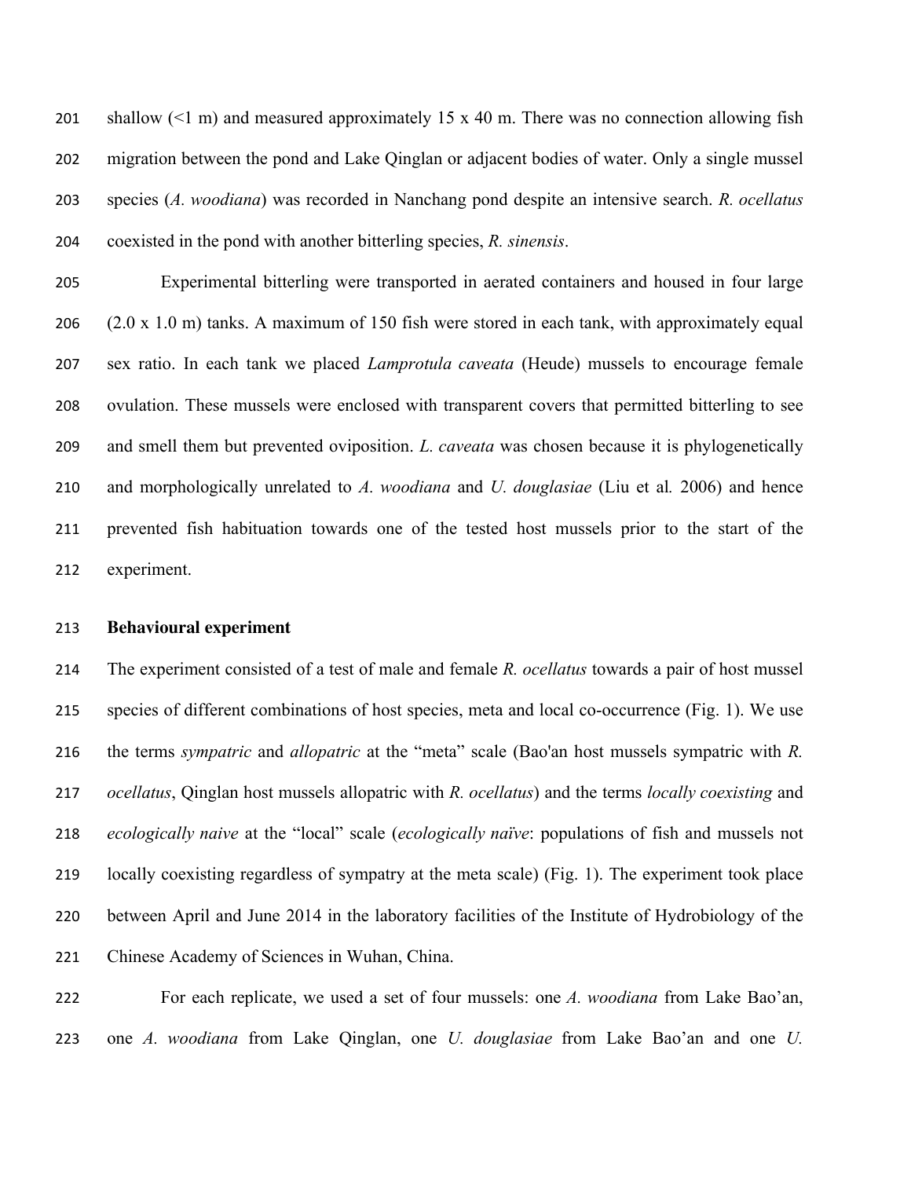shallow (<1 m) and measured approximately 15 x 40 m. There was no connection allowing fish migration between the pond and Lake Qinglan or adjacent bodies of water. Only a single mussel species (*A. woodiana*) was recorded in Nanchang pond despite an intensive search. *R. ocellatus* coexisted in the pond with another bitterling species, *R. sinensis*.

Experimental bitterling were transported in aerated containers and housed in four large (2.0 x 1.0 m) tanks. A maximum of 150 fish were stored in each tank, with approximately equal sex ratio. In each tank we placed *Lamprotula caveata* (Heude) mussels to encourage female ovulation. These mussels were enclosed with transparent covers that permitted bitterling to see and smell them but prevented oviposition. *L. caveata* was chosen because it is phylogenetically and morphologically unrelated to *A. woodiana* and *U. douglasiae* (Liu et al*.* 2006) and hence prevented fish habituation towards one of the tested host mussels prior to the start of the experiment.

**Behavioural experiment**

The experiment consisted of a test of male and female *R. ocellatus* towards a pair of host mussel species of different combinations of host species, meta and local co-occurrence (Fig. 1). We use the terms *sympatric* and *allopatric* at the "meta" scale (Bao'an host mussels sympatric with *R. ocellatus*, Qinglan host mussels allopatric with *R. ocellatus*) and the terms *locally coexisting* and *ecologically naive* at the "local" scale (*ecologically naïve*: populations of fish and mussels not locally coexisting regardless of sympatry at the meta scale) (Fig. 1). The experiment took place between April and June 2014 in the laboratory facilities of the Institute of Hydrobiology of the Chinese Academy of Sciences in Wuhan, China.

For each replicate, we used a set of four mussels: one *A. woodiana* from Lake Bao'an, one *A. woodiana* from Lake Qinglan, one *U. douglasiae* from Lake Bao'an and one *U.*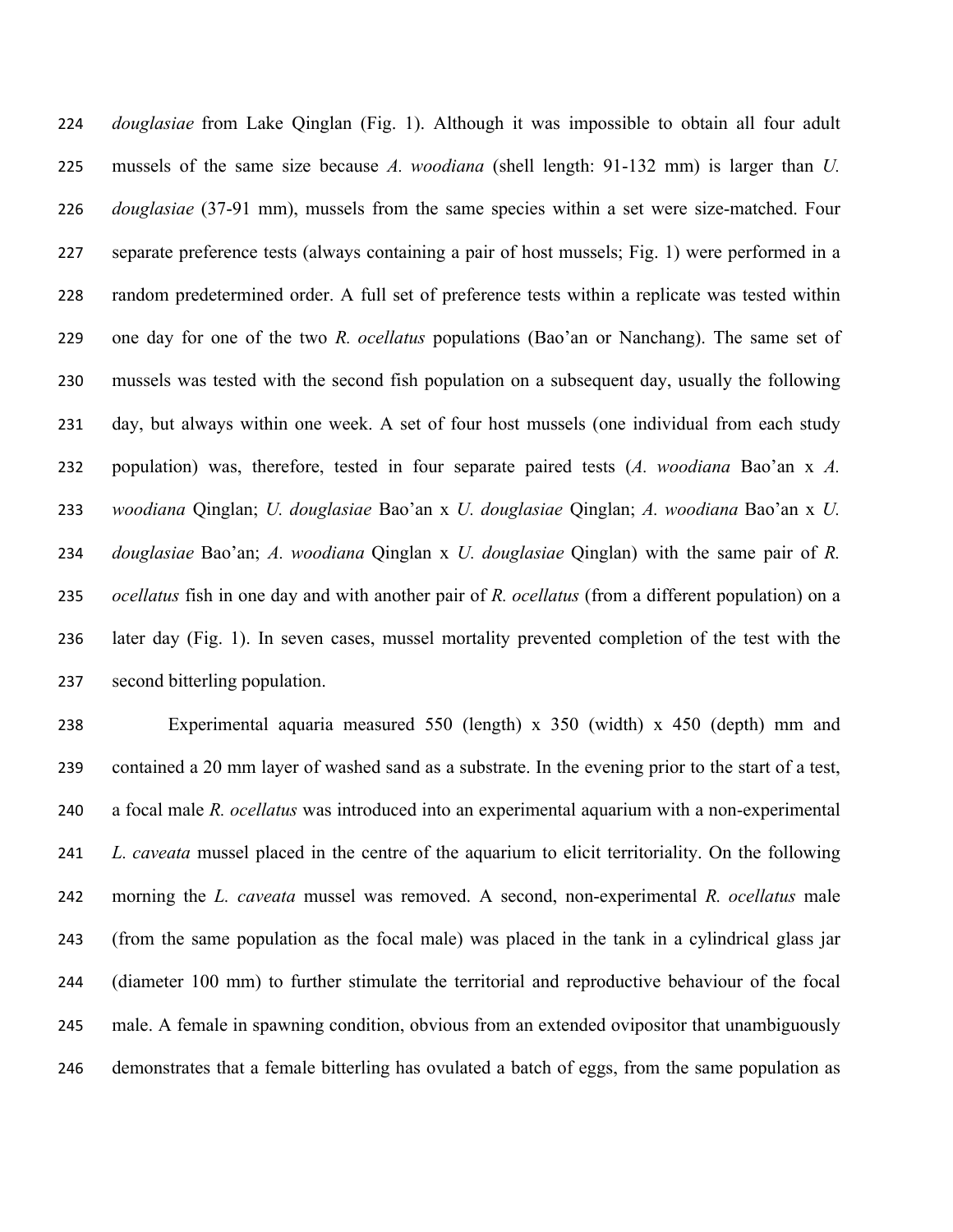*douglasiae* from Lake Qinglan (Fig. 1). Although it was impossible to obtain all four adult mussels of the same size because *A. woodiana* (shell length: 91-132 mm) is larger than *U. douglasiae* (37-91 mm), mussels from the same species within a set were size-matched. Four separate preference tests (always containing a pair of host mussels; Fig. 1) were performed in a random predetermined order. A full set of preference tests within a replicate was tested within one day for one of the two *R. ocellatus* populations (Bao'an or Nanchang). The same set of mussels was tested with the second fish population on a subsequent day, usually the following day, but always within one week. A set of four host mussels (one individual from each study population) was, therefore, tested in four separate paired tests (*A. woodiana* Bao'an x *A. woodiana* Qinglan; *U. douglasiae* Bao'an x *U. douglasiae* Qinglan; *A. woodiana* Bao'an x *U. douglasiae* Bao'an; *A. woodiana* Qinglan x *U. douglasiae* Qinglan) with the same pair of *R. ocellatus* fish in one day and with another pair of *R. ocellatus* (from a different population) on a later day (Fig. 1). In seven cases, mussel mortality prevented completion of the test with the second bitterling population.

Experimental aquaria measured 550 (length) x 350 (width) x 450 (depth) mm and contained a 20 mm layer of washed sand as a substrate. In the evening prior to the start of a test, a focal male *R. ocellatus* was introduced into an experimental aquarium with a non-experimental *L. caveata* mussel placed in the centre of the aquarium to elicit territoriality. On the following morning the *L. caveata* mussel was removed. A second, non-experimental *R. ocellatus* male (from the same population as the focal male) was placed in the tank in a cylindrical glass jar (diameter 100 mm) to further stimulate the territorial and reproductive behaviour of the focal male. A female in spawning condition, obvious from an extended ovipositor that unambiguously demonstrates that a female bitterling has ovulated a batch of eggs, from the same population as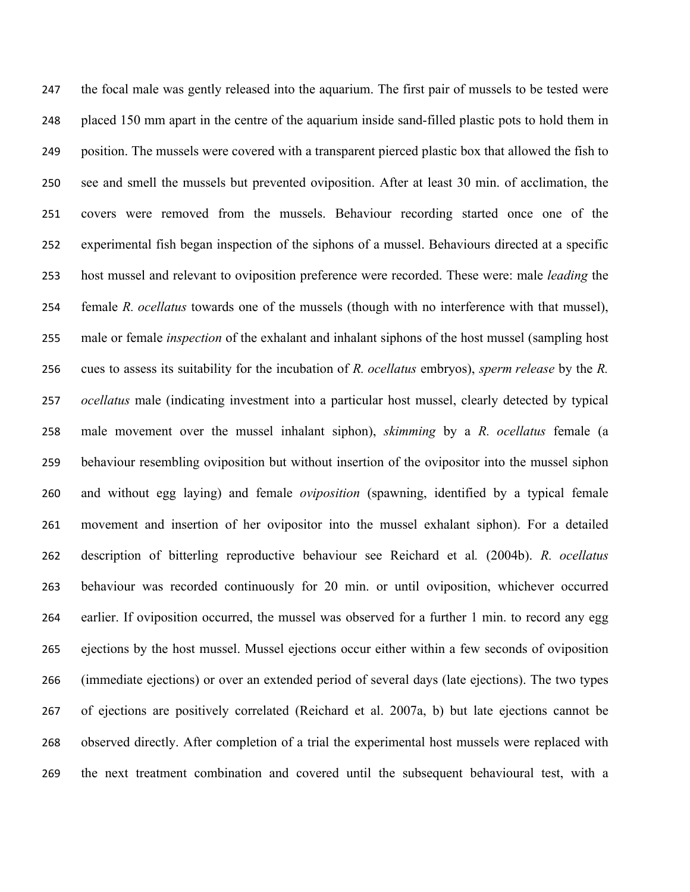the focal male was gently released into the aquarium. The first pair of mussels to be tested were placed 150 mm apart in the centre of the aquarium inside sand-filled plastic pots to hold them in position. The mussels were covered with a transparent pierced plastic box that allowed the fish to see and smell the mussels but prevented oviposition. After at least 30 min. of acclimation, the covers were removed from the mussels. Behaviour recording started once one of the experimental fish began inspection of the siphons of a mussel. Behaviours directed at a specific host mussel and relevant to oviposition preference were recorded. These were: male *leading* the female *R. ocellatus* towards one of the mussels (though with no interference with that mussel), male or female *inspection* of the exhalant and inhalant siphons of the host mussel (sampling host cues to assess its suitability for the incubation of *R. ocellatus* embryos), *sperm release* by the *R. ocellatus* male (indicating investment into a particular host mussel, clearly detected by typical male movement over the mussel inhalant siphon), *skimming* by a *R. ocellatus* female (a behaviour resembling oviposition but without insertion of the ovipositor into the mussel siphon and without egg laying) and female *oviposition* (spawning, identified by a typical female movement and insertion of her ovipositor into the mussel exhalant siphon). For a detailed description of bitterling reproductive behaviour see Reichard et al*.* (2004b). *R. ocellatus* behaviour was recorded continuously for 20 min. or until oviposition, whichever occurred earlier. If oviposition occurred, the mussel was observed for a further 1 min. to record any egg ejections by the host mussel. Mussel ejections occur either within a few seconds of oviposition (immediate ejections) or over an extended period of several days (late ejections). The two types of ejections are positively correlated (Reichard et al. 2007a, b) but late ejections cannot be observed directly. After completion of a trial the experimental host mussels were replaced with the next treatment combination and covered until the subsequent behavioural test, with a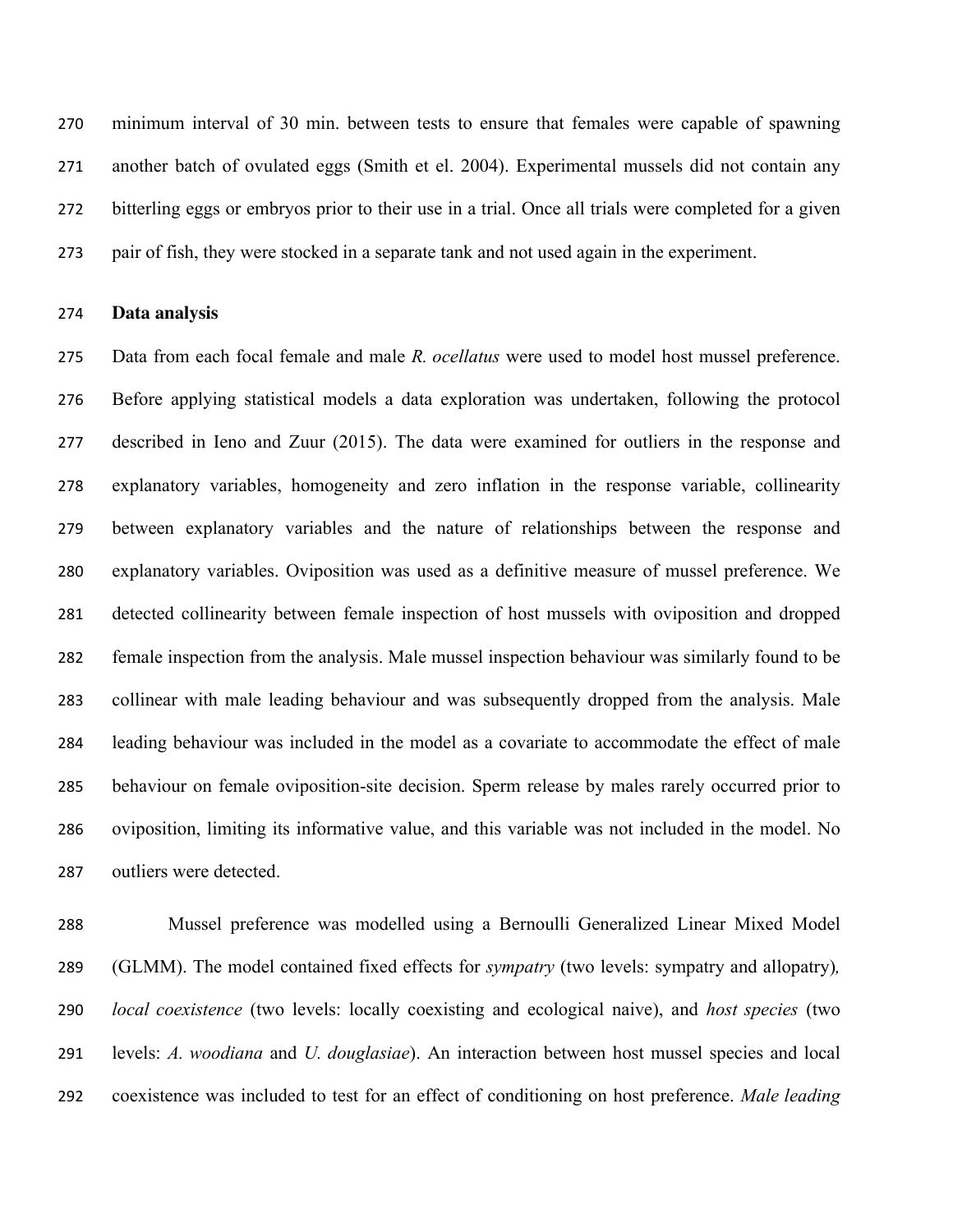minimum interval of 30 min. between tests to ensure that females were capable of spawning another batch of ovulated eggs (Smith et el. 2004). Experimental mussels did not contain any bitterling eggs or embryos prior to their use in a trial. Once all trials were completed for a given pair of fish, they were stocked in a separate tank and not used again in the experiment.

## Data analysis

Data from each focal female and male *R. ocellatus* were used to model host mussel preference. Before applying statistical models a data exploration was undertaken, following the protocol described in Ieno and Zuur (2015). The data were examined for outliers in the response and explanatory variables, homogeneity and zero inflation in the response variable, collinearity between explanatory variables and the nature of relationships between the response and explanatory variables. Oviposition was used as a definitive measure of mussel preference. We detected collinearity between female inspection of host mussels with oviposition and dropped female inspection from the analysis. Male mussel inspection behaviour was similarly found to be collinear with male leading behaviour and was subsequently dropped from the analysis. Male leading behaviour was included in the model as a covariate to accommodate the effect of male behaviour on female oviposition-site decision. Sperm release by males rarely occurred prior to oviposition, limiting its informative value, and this variable was not included in the model. No outliers were detected.

Mussel preference was modelled using a Bernoulli Generalized Linear Mixed Model (GLMM). The model contained fixed effects for *sympatry* (two levels: sympatry and allopatry)*, local coexistence* (two levels: locally coexisting and ecological naive), and *host species* (two levels: *A. woodiana* and *U. douglasiae*). An interaction between host mussel species and local coexistence was included to test for an effect of conditioning on host preference. *Male leading*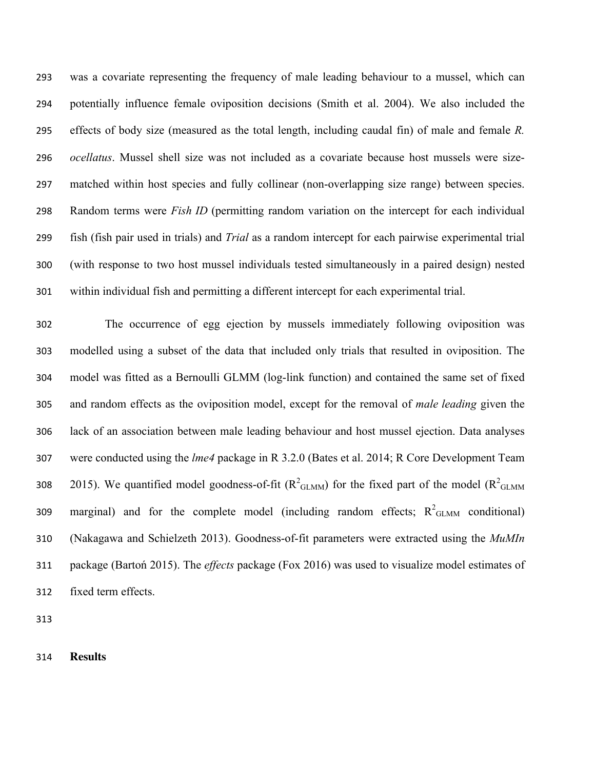was a covariate representing the frequency of male leading behaviour to a mussel, which can potentially influence female oviposition decisions (Smith et al. 2004). We also included the effects of body size (measured as the total length, including caudal fin) of male and female *R. ocellatus*. Mussel shell size was not included as a covariate because host mussels were size-matched within host species and fully collinear (non-overlapping size range) between species. Random terms were *Fish ID* (permitting random variation on the intercept for each individual fish (fish pair used in trials) and *Trial* as a random intercept for each pairwise experimental trial (with response to two host mussel individuals tested simultaneously in a paired design) nested within individual fish and permitting a different intercept for each experimental trial.

The occurrence of egg ejection by mussels immediately following oviposition was modelled using a subset of the data that included only trials that resulted in oviposition. The model was fitted as a Bernoulli GLMM (log-link function) and contained the same set of fixed and random effects as the oviposition model, except for the removal of *male leading* given the lack of an association between male leading behaviour and host mussel ejection. Data analyses were conducted using the *lme4* package in R 3.2.0 (Bates et al. 2014; R Core Development Team 2015). We quantified model goodness-of-fit ($R^2_{GLMM}$) for the fixed part of the model ($R^2_{GLMM}$ marginal) and for the complete model (including random effects; $R^2_{GLMM}$ conditional) (Nakagawa and Schielzeth 2013). Goodness-of-fit parameters were extracted using the *MuMIn* package (Bartoń 2015). The *effects* package (Fox 2016) was used to visualize model estimates of fixed term effects.

## Results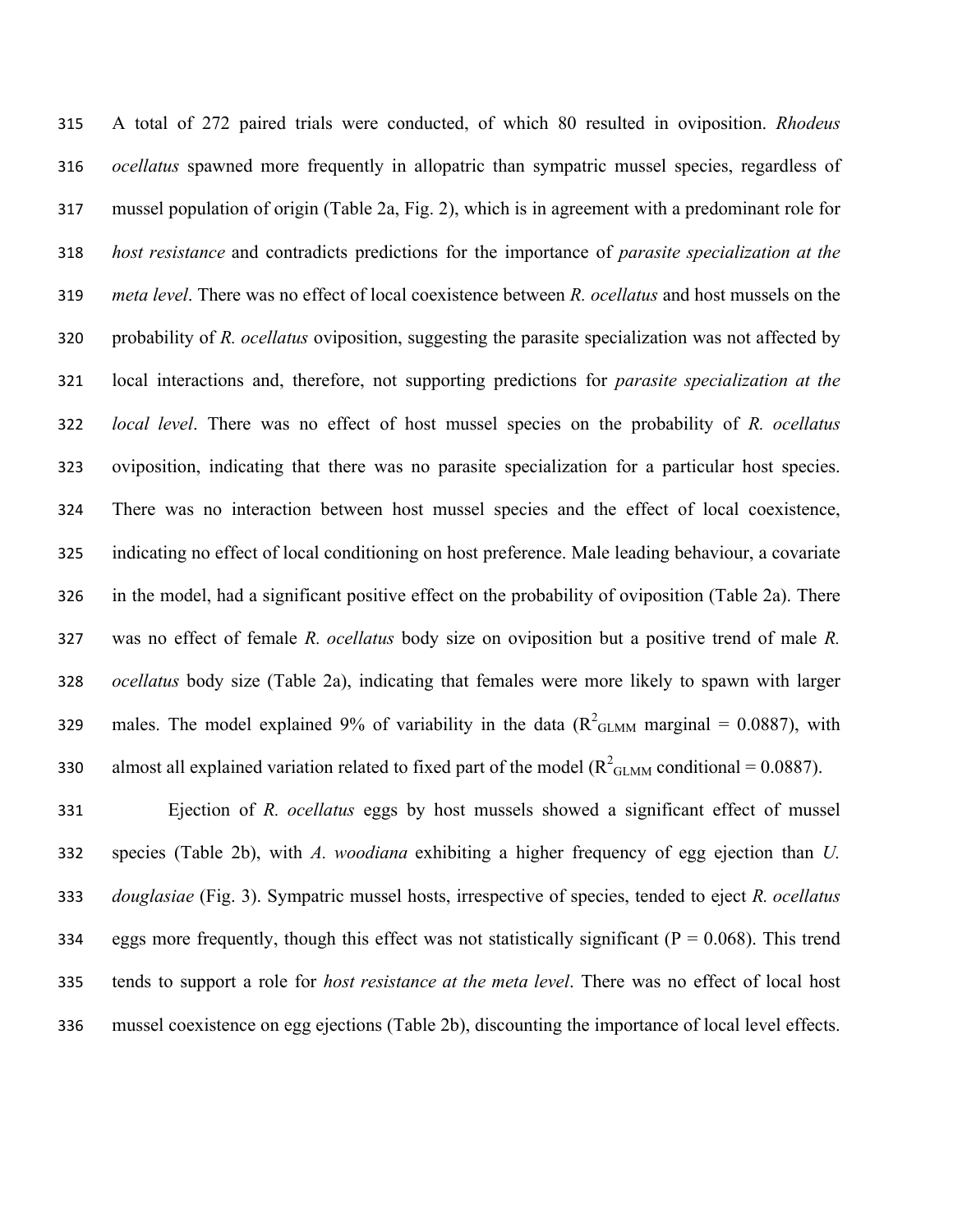A total of 272 paired trials were conducted, of which 80 resulted in oviposition. *Rhodeus ocellatus* spawned more frequently in allopatric than sympatric mussel species, regardless of mussel population of origin (Table 2a, Fig. 2), which is in agreement with a predominant role for *host resistance* and contradicts predictions for the importance of *parasite specialization at the meta level*. There was no effect of local coexistence between *R. ocellatus* and host mussels on the probability of *R. ocellatus* oviposition, suggesting the parasite specialization was not affected by local interactions and, therefore, not supporting predictions for *parasite specialization at the local level*. There was no effect of host mussel species on the probability of *R. ocellatus* oviposition, indicating that there was no parasite specialization for a particular host species. There was no interaction between host mussel species and the effect of local coexistence, indicating no effect of local conditioning on host preference. Male leading behaviour, a covariate in the model, had a significant positive effect on the probability of oviposition (Table 2a). There was no effect of female *R. ocellatus* body size on oviposition but a positive trend of male *R. ocellatus* body size (Table 2a), indicating that females were more likely to spawn with larger males. The model explained 9% of variability in the data ($R^2_{GLMM}$ marginal = 0.0887), with almost all explained variation related to fixed part of the model ($R^2_{GLMM}$ conditional = 0.0887).

Ejection of *R. ocellatus* eggs by host mussels showed a significant effect of mussel species (Table 2b), with *A. woodiana* exhibiting a higher frequency of egg ejection than *U. douglasiae* (Fig. 3). Sympatric mussel hosts, irrespective of species, tended to eject *R. ocellatus* eggs more frequently, though this effect was not statistically significant ($P = 0.068$). This trend tends to support a role for *host resistance at the meta level*. There was no effect of local host mussel coexistence on egg ejections (Table 2b), discounting the importance of local level effects.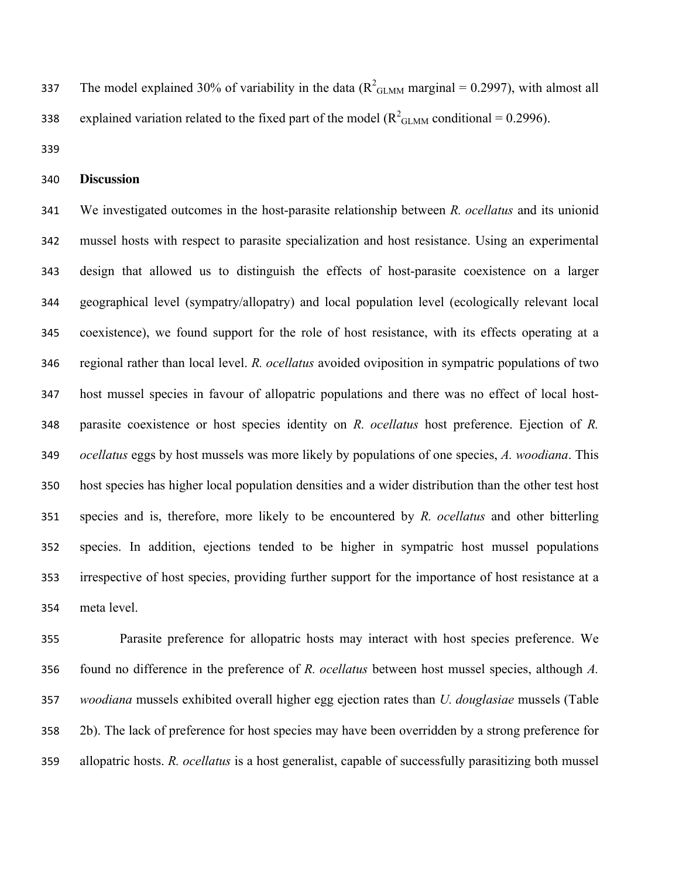The model explained 30% of variability in the data ($R^2_{GLMM}$ marginal = 0.2997), with almost all explained variation related to the fixed part of the model ($R^2_{GLMM}$ conditional = 0.2996).

## Discussion

We investigated outcomes in the host-parasite relationship between *R. ocellatus* and its unionid mussel hosts with respect to parasite specialization and host resistance. Using an experimental design that allowed us to distinguish the effects of host-parasite coexistence on a larger geographical level (sympatry/allopatry) and local population level (ecologically relevant local coexistence), we found support for the role of host resistance, with its effects operating at a regional rather than local level. *R. ocellatus* avoided oviposition in sympatric populations of two host mussel species in favour of allopatric populations and there was no effect of local host-parasite coexistence or host species identity on *R. ocellatus* host preference. Ejection of *R. ocellatus* eggs by host mussels was more likely by populations of one species, *A. woodiana*. This host species has higher local population densities and a wider distribution than the other test host species and is, therefore, more likely to be encountered by *R. ocellatus* and other bitterling species. In addition, ejections tended to be higher in sympatric host mussel populations irrespective of host species, providing further support for the importance of host resistance at a meta level.

Parasite preference for allopatric hosts may interact with host species preference. We found no difference in the preference of *R. ocellatus* between host mussel species, although *A. woodiana* mussels exhibited overall higher egg ejection rates than *U. douglasiae* mussels (Table 2b). The lack of preference for host species may have been overridden by a strong preference for allopatric hosts. *R. ocellatus* is a host generalist, capable of successfully parasitizing both mussel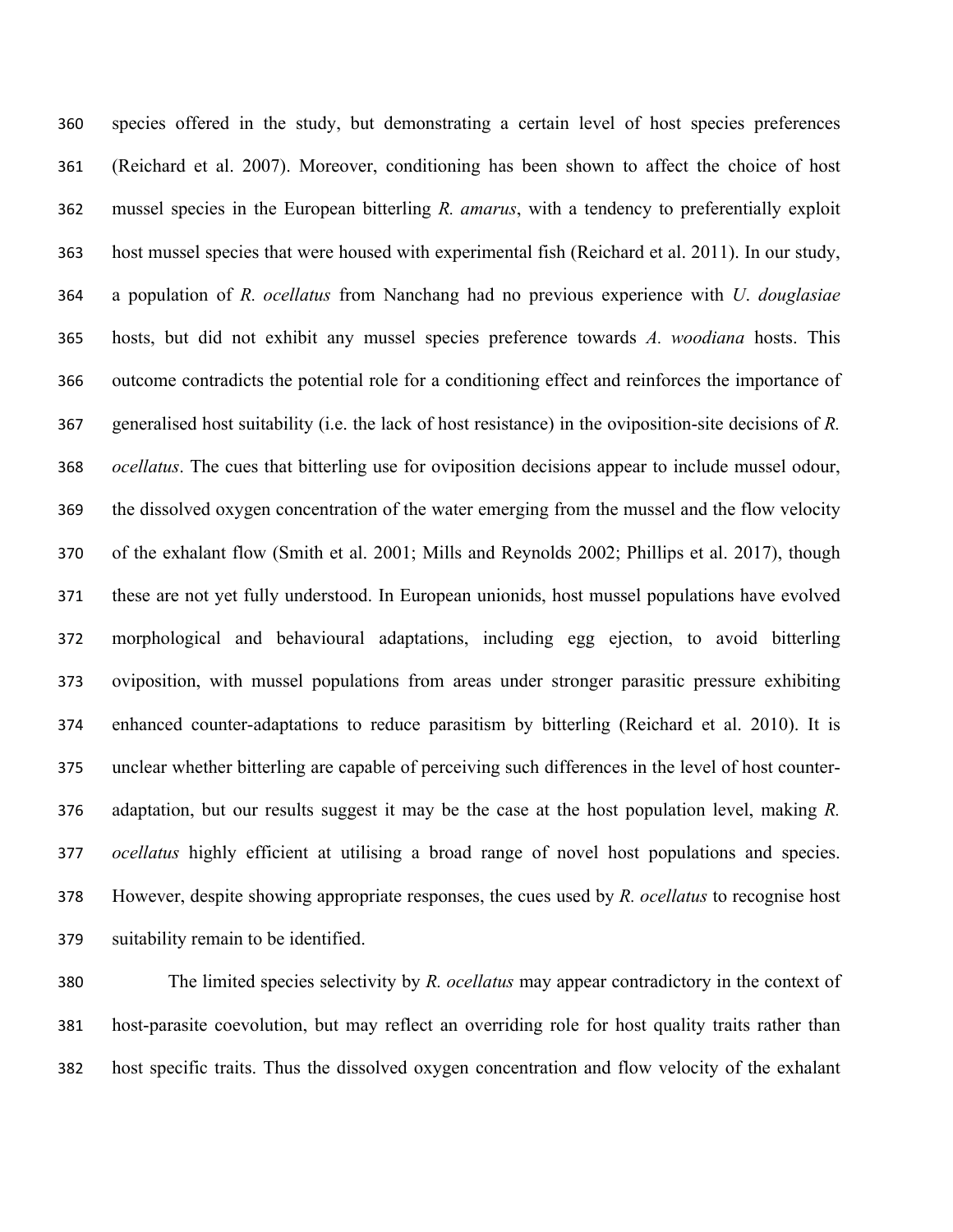species offered in the study, but demonstrating a certain level of host species preferences (Reichard et al. 2007). Moreover, conditioning has been shown to affect the choice of host mussel species in the European bitterling *R. amarus*, with a tendency to preferentially exploit host mussel species that were housed with experimental fish (Reichard et al. 2011). In our study, a population of *R. ocellatus* from Nanchang had no previous experience with *U. douglasiae* hosts, but did not exhibit any mussel species preference towards *A. woodiana* hosts. This outcome contradicts the potential role for a conditioning effect and reinforces the importance of generalised host suitability (i.e. the lack of host resistance) in the oviposition-site decisions of *R. ocellatus*. The cues that bitterling use for oviposition decisions appear to include mussel odour, the dissolved oxygen concentration of the water emerging from the mussel and the flow velocity of the exhalant flow (Smith et al. 2001; Mills and Reynolds 2002; Phillips et al. 2017), though these are not yet fully understood. In European unionids, host mussel populations have evolved morphological and behavioural adaptations, including egg ejection, to avoid bitterling oviposition, with mussel populations from areas under stronger parasitic pressure exhibiting enhanced counter-adaptations to reduce parasitism by bitterling (Reichard et al. 2010). It is unclear whether bitterling are capable of perceiving such differences in the level of host counter-adaptation, but our results suggest it may be the case at the host population level, making *R. ocellatus* highly efficient at utilising a broad range of novel host populations and species. However, despite showing appropriate responses, the cues used by *R. ocellatus* to recognise host suitability remain to be identified.

The limited species selectivity by *R. ocellatus* may appear contradictory in the context of host-parasite coevolution, but may reflect an overriding role for host quality traits rather than host specific traits. Thus the dissolved oxygen concentration and flow velocity of the exhalant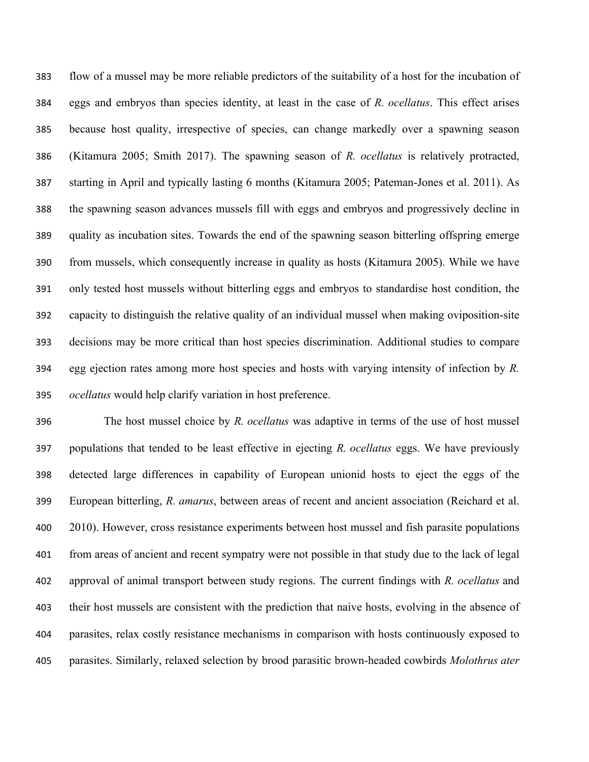flow of a mussel may be more reliable predictors of the suitability of a host for the incubation of eggs and embryos than species identity, at least in the case of *R. ocellatus*. This effect arises because host quality, irrespective of species, can change markedly over a spawning season (Kitamura 2005; Smith 2017). The spawning season of *R. ocellatus* is relatively protracted, starting in April and typically lasting 6 months (Kitamura 2005; Pateman-Jones et al. 2011). As the spawning season advances mussels fill with eggs and embryos and progressively decline in quality as incubation sites. Towards the end of the spawning season bitterling offspring emerge from mussels, which consequently increase in quality as hosts (Kitamura 2005). While we have only tested host mussels without bitterling eggs and embryos to standardise host condition, the capacity to distinguish the relative quality of an individual mussel when making oviposition-site decisions may be more critical than host species discrimination. Additional studies to compare egg ejection rates among more host species and hosts with varying intensity of infection by *R. ocellatus* would help clarify variation in host preference.

The host mussel choice by *R. ocellatus* was adaptive in terms of the use of host mussel populations that tended to be least effective in ejecting *R. ocellatus* eggs. We have previously detected large differences in capability of European unionid hosts to eject the eggs of the European bitterling, *R. amarus*, between areas of recent and ancient association (Reichard et al. 2010). However, cross resistance experiments between host mussel and fish parasite populations from areas of ancient and recent sympatry were not possible in that study due to the lack of legal approval of animal transport between study regions. The current findings with *R. ocellatus* and their host mussels are consistent with the prediction that naive hosts, evolving in the absence of parasites, relax costly resistance mechanisms in comparison with hosts continuously exposed to parasites. Similarly, relaxed selection by brood parasitic brown-headed cowbirds *Molothrus ater*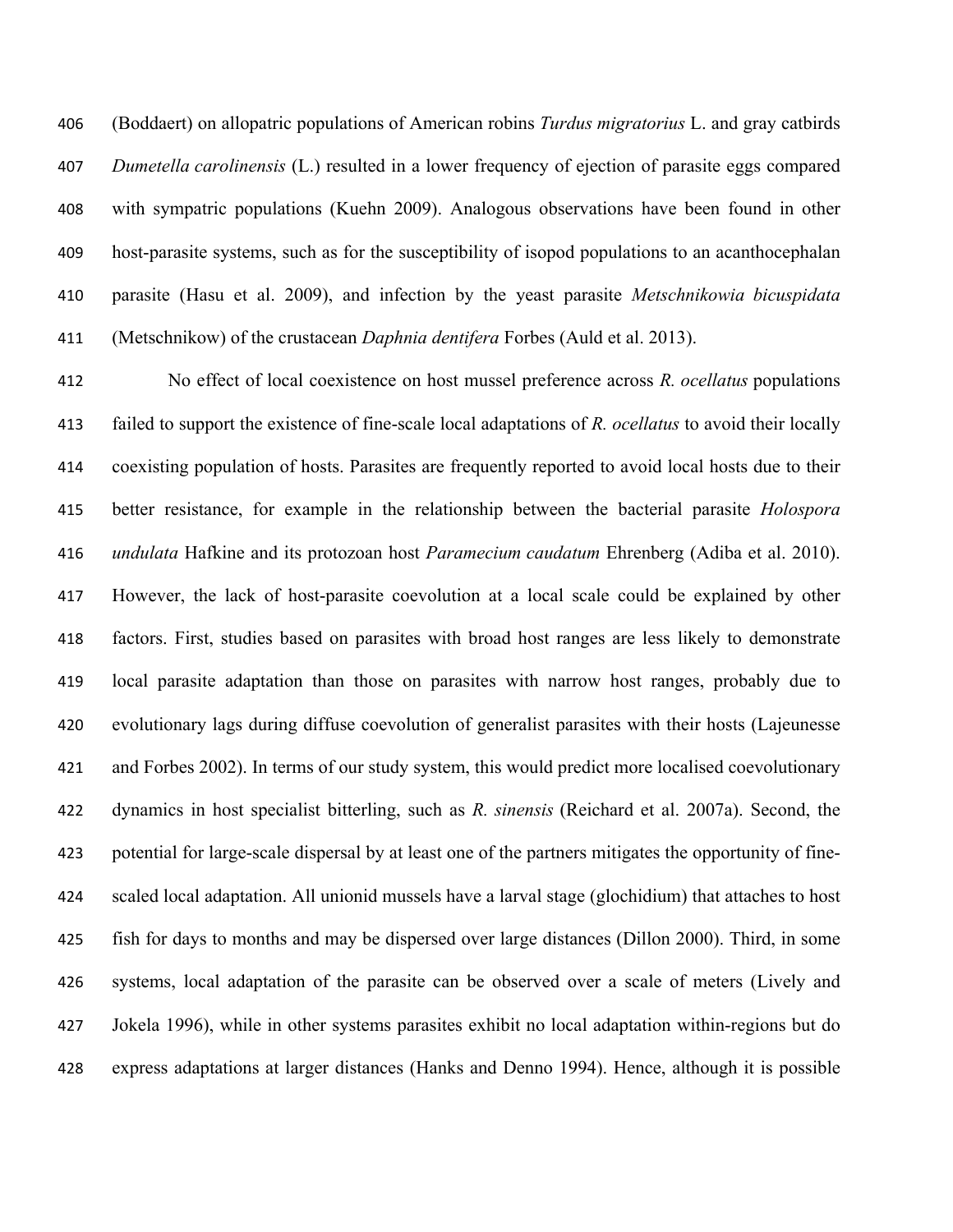(Boddaert) on allopatric populations of American robins *Turdus migratorius* L. and gray catbirds *Dumetella carolinensis* (L.) resulted in a lower frequency of ejection of parasite eggs compared with sympatric populations (Kuehn 2009). Analogous observations have been found in other host-parasite systems, such as for the susceptibility of isopod populations to an acanthocephalan parasite (Hasu et al. 2009), and infection by the yeast parasite *Metschnikowia bicuspidata* (Metschnikow) of the crustacean *Daphnia dentifera* Forbes (Auld et al. 2013).

No effect of local coexistence on host mussel preference across *R. ocellatus* populations failed to support the existence of fine-scale local adaptations of *R. ocellatus* to avoid their locally coexisting population of hosts. Parasites are frequently reported to avoid local hosts due to their better resistance, for example in the relationship between the bacterial parasite *Holospora undulata* Hafkine and its protozoan host *Paramecium caudatum* Ehrenberg (Adiba et al. 2010). However, the lack of host-parasite coevolution at a local scale could be explained by other factors. First, studies based on parasites with broad host ranges are less likely to demonstrate local parasite adaptation than those on parasites with narrow host ranges, probably due to evolutionary lags during diffuse coevolution of generalist parasites with their hosts (Lajeunesse and Forbes 2002). In terms of our study system, this would predict more localised coevolutionary dynamics in host specialist bitterling, such as *R. sinensis* (Reichard et al. 2007a). Second, the potential for large-scale dispersal by at least one of the partners mitigates the opportunity of fine-scaled local adaptation. All unionid mussels have a larval stage (glochidium) that attaches to host fish for days to months and may be dispersed over large distances (Dillon 2000). Third, in some systems, local adaptation of the parasite can be observed over a scale of meters (Lively and Jokela 1996), while in other systems parasites exhibit no local adaptation within-regions but do express adaptations at larger distances (Hanks and Denno 1994). Hence, although it is possible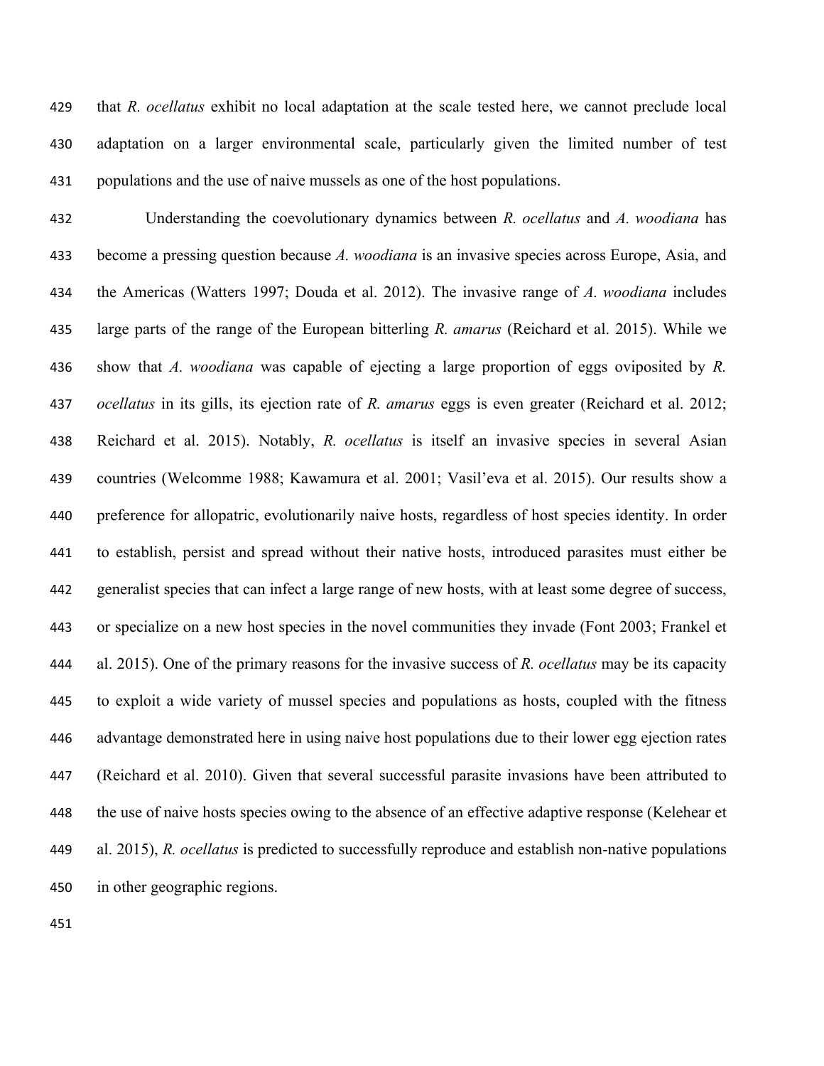that *R. ocellatus* exhibit no local adaptation at the scale tested here, we cannot preclude local adaptation on a larger environmental scale, particularly given the limited number of test populations and the use of naive mussels as one of the host populations.

Understanding the coevolutionary dynamics between *R. ocellatus* and *A. woodiana* has become a pressing question because *A. woodiana* is an invasive species across Europe, Asia, and the Americas (Watters 1997; Douda et al. 2012). The invasive range of *A. woodiana* includes large parts of the range of the European bitterling *R. amarus* (Reichard et al. 2015). While we show that *A. woodiana* was capable of ejecting a large proportion of eggs oviposited by *R. ocellatus* in its gills, its ejection rate of *R. amarus* eggs is even greater (Reichard et al. 2012; Reichard et al. 2015). Notably, *R. ocellatus* is itself an invasive species in several Asian countries (Welcomme 1988; Kawamura et al. 2001; Vasil'eva et al. 2015). Our results show a preference for allopatric, evolutionarily naive hosts, regardless of host species identity. In order to establish, persist and spread without their native hosts, introduced parasites must either be generalist species that can infect a large range of new hosts, with at least some degree of success, or specialize on a new host species in the novel communities they invade (Font 2003; Frankel et al. 2015). One of the primary reasons for the invasive success of *R. ocellatus* may be its capacity to exploit a wide variety of mussel species and populations as hosts, coupled with the fitness advantage demonstrated here in using naive host populations due to their lower egg ejection rates (Reichard et al. 2010). Given that several successful parasite invasions have been attributed to the use of naive hosts species owing to the absence of an effective adaptive response (Kelehear et al. 2015), *R. ocellatus* is predicted to successfully reproduce and establish non-native populations in other geographic regions.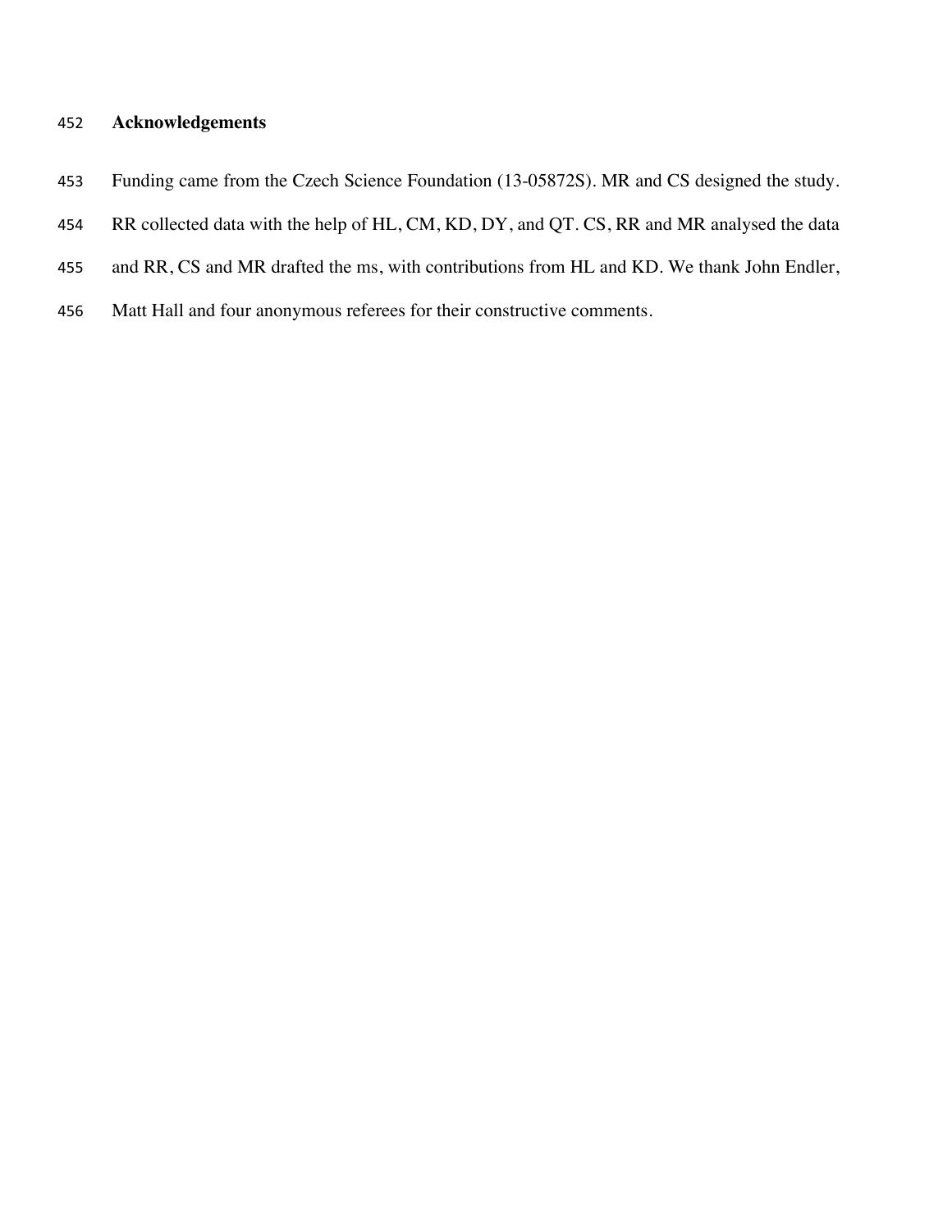## Acknowledgements

Funding came from the Czech Science Foundation (13-05872S). MR and CS designed the study. RR collected data with the help of HL, CM, KD, DY, and QT. CS, RR and MR analysed the data and RR, CS and MR drafted the ms, with contributions from HL and KD. We thank John Endler, Matt Hall and four anonymous referees for their constructive comments.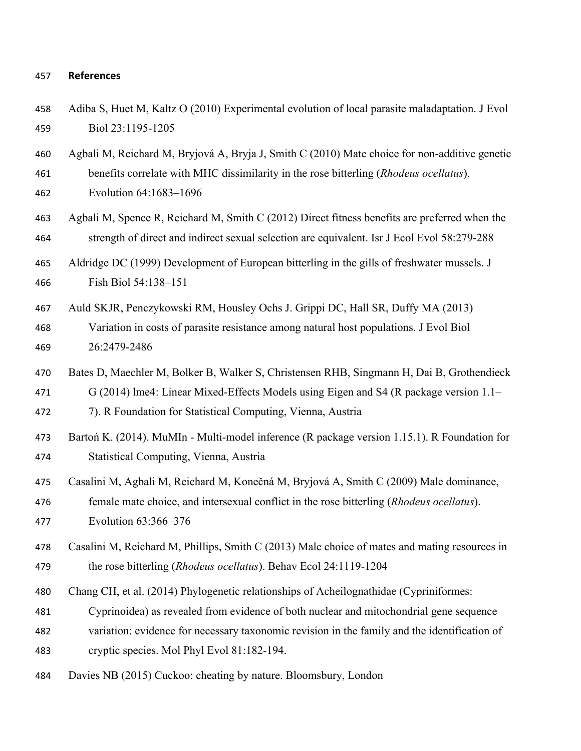## References

Adiba S, Huet M, Kaltz O (2010) Experimental evolution of local parasite maladaptation. J Evol Biol 23:1195-1205

Agbali M, Reichard M, Bryjová A, Bryja J, Smith C (2010) Mate choice for non-additive genetic benefits correlate with MHC dissimilarity in the rose bitterling (*Rhodeus ocellatus*). Evolution 64:1683–1696

Agbali M, Spence R, Reichard M, Smith C (2012) Direct fitness benefits are preferred when the strength of direct and indirect sexual selection are equivalent. Isr J Ecol Evol 58:279-288

Aldridge DC (1999) Development of European bitterling in the gills of freshwater mussels. J Fish Biol 54:138–151

Auld SKJR, Penczykowski RM, Housley Ochs J. Grippi DC, Hall SR, Duffy MA (2013) Variation in costs of parasite resistance among natural host populations. J Evol Biol 26:2479-2486

Bates D, Maechler M, Bolker B, Walker S, Christensen RHB, Singmann H, Dai B, Grothendieck G (2014) lme4: Linear Mixed-Effects Models using Eigen and S4 (R package version 1.1–7). R Foundation for Statistical Computing, Vienna, Austria

Bartoń K. (2014). MuMIn - Multi-model inference (R package version 1.15.1). R Foundation for Statistical Computing, Vienna, Austria

Casalini M, Agbali M, Reichard M, Konečná M, Bryjová A, Smith C (2009) Male dominance, female mate choice, and intersexual conflict in the rose bitterling (*Rhodeus ocellatus*). Evolution 63:366–376

Casalini M, Reichard M, Phillips, Smith C (2013) Male choice of mates and mating resources in the rose bitterling (*Rhodeus ocellatus*). Behav Ecol 24:1119-1204

Chang CH, et al. (2014) Phylogenetic relationships of Acheilognathidae (Cypriniformes: Cyprinoidea) as revealed from evidence of both nuclear and mitochondrial gene sequence variation: evidence for necessary taxonomic revision in the family and the identification of cryptic species. Mol Phyl Evol 81:182-194.

Davies NB (2015) Cuckoo: cheating by nature. Bloomsbury, London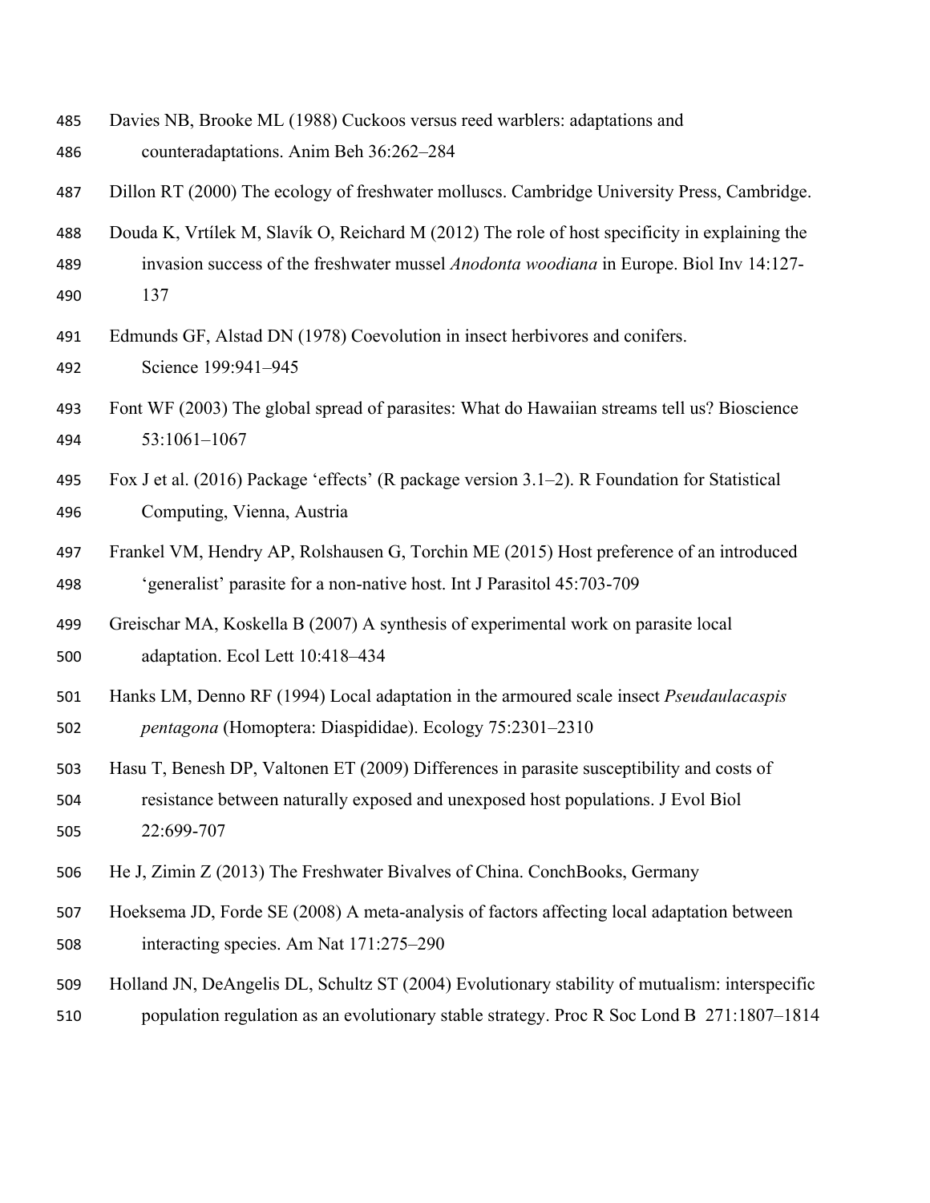Davies NB, Brooke ML (1988) Cuckoos versus reed warblers: adaptations and counteradaptations. Anim Beh 36:262–284

Dillon RT (2000) The ecology of freshwater molluscs. Cambridge University Press, Cambridge.

Douda K, Vrtílek M, Slavík O, Reichard M (2012) The role of host specificity in explaining the invasion success of the freshwater mussel *Anodonta woodiana* in Europe. Biol Inv 14:127-137

Edmunds GF, Alstad DN (1978) Coevolution in insect herbivores and conifers. Science 199:941–945

Font WF (2003) The global spread of parasites: What do Hawaiian streams tell us? Bioscience 53:1061–1067

Fox J et al. (2016) Package 'effects' (R package version 3.1–2). R Foundation for Statistical Computing, Vienna, Austria

Frankel VM, Hendry AP, Rolshausen G, Torchin ME (2015) Host preference of an introduced 'generalist' parasite for a non-native host. Int J Parasitol 45:703-709

Greischar MA, Koskella B (2007) A synthesis of experimental work on parasite local adaptation. Ecol Lett 10:418–434

Hanks LM, Denno RF (1994) Local adaptation in the armoured scale insect *Pseudaulacaspis pentagona* (Homoptera: Diaspididae). Ecology 75:2301–2310

Hasu T, Benesh DP, Valtonen ET (2009) Differences in parasite susceptibility and costs of resistance between naturally exposed and unexposed host populations. J Evol Biol 22:699-707

He J, Zimin Z (2013) The Freshwater Bivalves of China. ConchBooks, Germany

Hoeksema JD, Forde SE (2008) A meta-analysis of factors affecting local adaptation between interacting species. Am Nat 171:275–290

Holland JN, DeAngelis DL, Schultz ST (2004) Evolutionary stability of mutualism: interspecific population regulation as an evolutionary stable strategy. Proc R Soc Lond B 271:1807–1814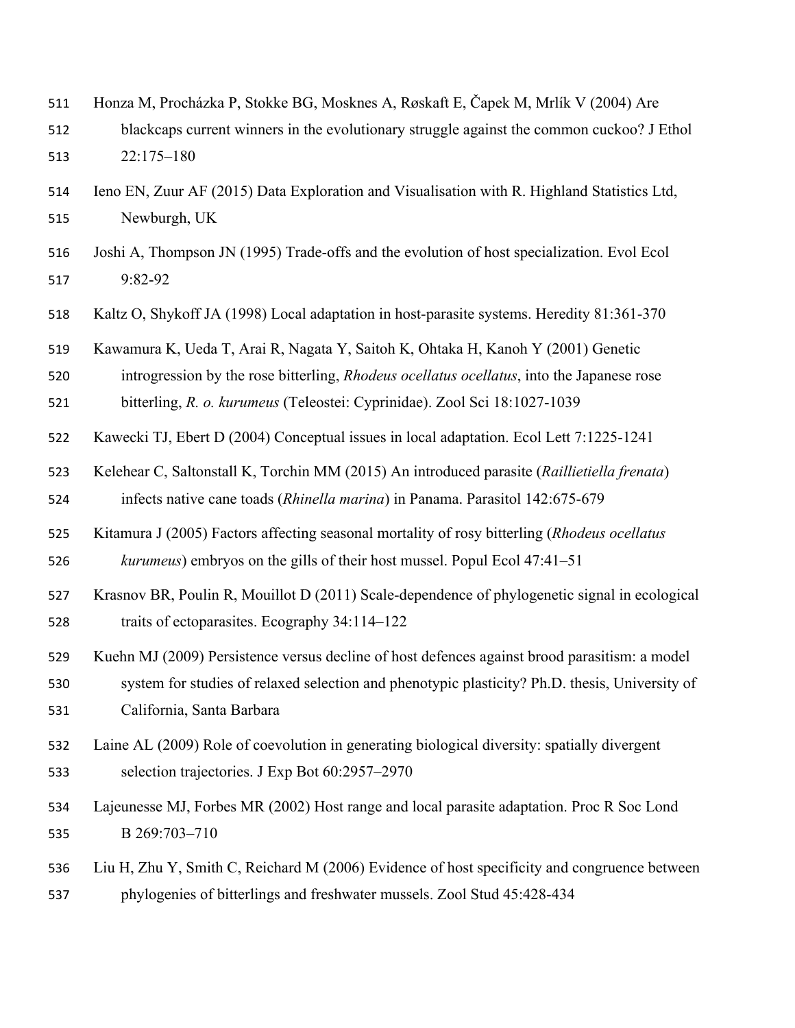Honza M, Procházka P, Stokke BG, Mosknes A, Røskaft E, Čapek M, Mrlík V (2004) Are blackcaps current winners in the evolutionary struggle against the common cuckoo? J Ethol 22:175–180

Ieno EN, Zuur AF (2015) Data Exploration and Visualisation with R. Highland Statistics Ltd, Newburgh, UK

Joshi A, Thompson JN (1995) Trade-offs and the evolution of host specialization. Evol Ecol 9:82-92

Kaltz O, Shykoff JA (1998) Local adaptation in host-parasite systems. Heredity 81:361-370

Kawamura K, Ueda T, Arai R, Nagata Y, Saitoh K, Ohtaka H, Kanoh Y (2001) Genetic introgression by the rose bitterling, *Rhodeus ocellatus ocellatus*, into the Japanese rose bitterling, *R. o. kurumeus* (Teleostei: Cyprinidae). Zool Sci 18:1027-1039

Kawecki TJ, Ebert D (2004) Conceptual issues in local adaptation. Ecol Lett 7:1225-1241

Kelehear C, Saltonstall K, Torchin MM (2015) An introduced parasite (*Raillietiella frenata*) infects native cane toads (*Rhinella marina*) in Panama. Parasitol 142:675-679

Kitamura J (2005) Factors affecting seasonal mortality of rosy bitterling (*Rhodeus ocellatus kurumeus*) embryos on the gills of their host mussel. Popul Ecol 47:41–51

Krasnov BR, Poulin R, Mouillot D (2011) Scale-dependence of phylogenetic signal in ecological traits of ectoparasites. Ecography 34:114–122

Kuehn MJ (2009) Persistence versus decline of host defences against brood parasitism: a model system for studies of relaxed selection and phenotypic plasticity? Ph.D. thesis, University of California, Santa Barbara

Laine AL (2009) Role of coevolution in generating biological diversity: spatially divergent selection trajectories. J Exp Bot 60:2957–2970

Lajeunesse MJ, Forbes MR (2002) Host range and local parasite adaptation. Proc R Soc Lond B 269:703–710

Liu H, Zhu Y, Smith C, Reichard M (2006) Evidence of host specificity and congruence between phylogenies of bitterlings and freshwater mussels. Zool Stud 45:428-434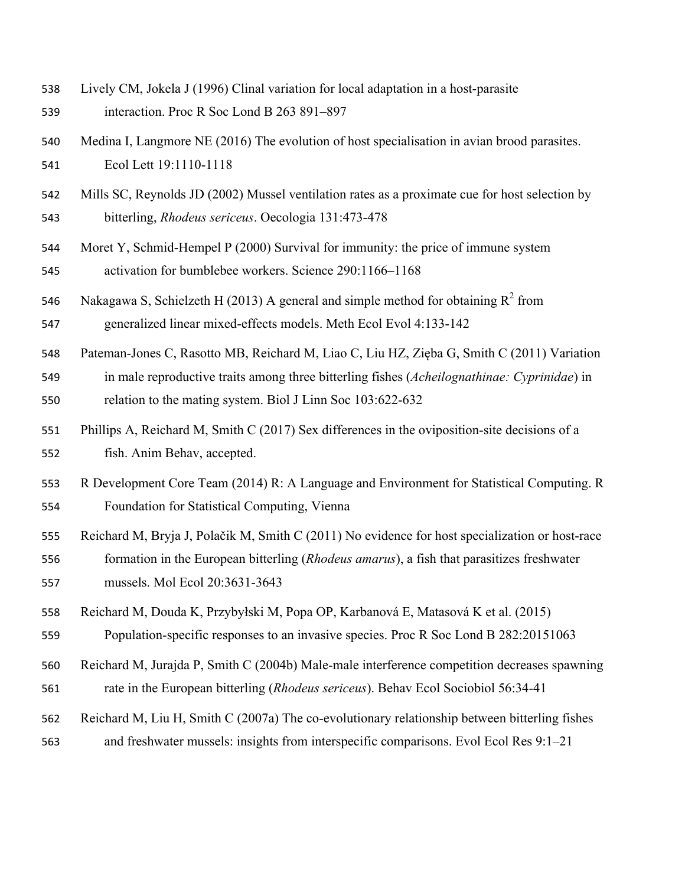Lively CM, Jokela J (1996) Clinal variation for local adaptation in a host-parasite interaction. Proc R Soc Lond B 263 891–897

Medina I, Langmore NE (2016) The evolution of host specialisation in avian brood parasites. Ecol Lett 19:1110-1118

Mills SC, Reynolds JD (2002) Mussel ventilation rates as a proximate cue for host selection by bitterling, *Rhodeus sericeus*. Oecologia 131:473-478

Moret Y, Schmid-Hempel P (2000) Survival for immunity: the price of immune system activation for bumblebee workers. Science 290:1166–1168

Nakagawa S, Schielzeth H (2013) A general and simple method for obtaining $R^2$ from generalized linear mixed-effects models. Meth Ecol Evol 4:133-142

Pateman-Jones C, Rasotto MB, Reichard M, Liao C, Liu HZ, Zięba G, Smith C (2011) Variation in male reproductive traits among three bitterling fishes (*Acheilognathinae: Cyprinidae*) in relation to the mating system. Biol J Linn Soc 103:622-632

Phillips A, Reichard M, Smith C (2017) Sex differences in the oviposition-site decisions of a fish. Anim Behav, accepted.

R Development Core Team (2014) R: A Language and Environment for Statistical Computing. R Foundation for Statistical Computing, Vienna

Reichard M, Bryja J, Polačik M, Smith C (2011) No evidence for host specialization or host-race formation in the European bitterling (*Rhodeus amarus*), a fish that parasitizes freshwater mussels. Mol Ecol 20:3631-3643

Reichard M, Douda K, Przybyłski M, Popa OP, Karbanová E, Matasová K et al. (2015) Population-specific responses to an invasive species. Proc R Soc Lond B 282:20151063

Reichard M, Jurajda P, Smith C (2004b) Male-male interference competition decreases spawning rate in the European bitterling (*Rhodeus sericeus*). Behav Ecol Sociobiol 56:34-41

Reichard M, Liu H, Smith C (2007a) The co-evolutionary relationship between bitterling fishes and freshwater mussels: insights from interspecific comparisons. Evol Ecol Res 9:1–21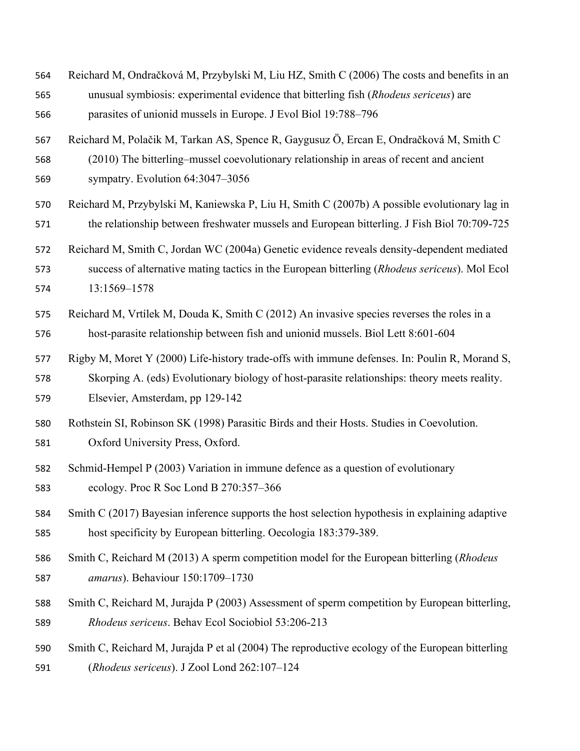Reichard M, Ondračková M, Przybylski M, Liu HZ, Smith C (2006) The costs and benefits in an unusual symbiosis: experimental evidence that bitterling fish (*Rhodeus sericeus*) are parasites of unionid mussels in Europe. J Evol Biol 19:788–796

Reichard M, Polačik M, Tarkan AS, Spence R, Gaygusuz Ö, Ercan E, Ondračková M, Smith C (2010) The bitterling–mussel coevolutionary relationship in areas of recent and ancient sympatry. Evolution 64:3047–3056

Reichard M, Przybylski M, Kaniewska P, Liu H, Smith C (2007b) A possible evolutionary lag in the relationship between freshwater mussels and European bitterling. J Fish Biol 70:709-725

Reichard M, Smith C, Jordan WC (2004a) Genetic evidence reveals density-dependent mediated success of alternative mating tactics in the European bitterling (*Rhodeus sericeus*). Mol Ecol 13:1569–1578

Reichard M, Vrtílek M, Douda K, Smith C (2012) An invasive species reverses the roles in a host-parasite relationship between fish and unionid mussels. Biol Lett 8:601-604

Rigby M, Moret Y (2000) Life-history trade-offs with immune defenses. In: Poulin R, Morand S, Skorping A. (eds) Evolutionary biology of host-parasite relationships: theory meets reality. Elsevier, Amsterdam, pp 129-142

Rothstein SI, Robinson SK (1998) Parasitic Birds and their Hosts. Studies in Coevolution. Oxford University Press, Oxford.

Schmid-Hempel P (2003) Variation in immune defence as a question of evolutionary ecology. Proc R Soc Lond B 270:357–366

Smith C (2017) Bayesian inference supports the host selection hypothesis in explaining adaptive host specificity by European bitterling. Oecologia 183:379-389.

Smith C, Reichard M (2013) A sperm competition model for the European bitterling (*Rhodeus amarus*). Behaviour 150:1709–1730

Smith C, Reichard M, Jurajda P (2003) Assessment of sperm competition by European bitterling, *Rhodeus sericeus*. Behav Ecol Sociobiol 53:206-213

Smith C, Reichard M, Jurajda P et al (2004) The reproductive ecology of the European bitterling (*Rhodeus sericeus*). J Zool Lond 262:107–124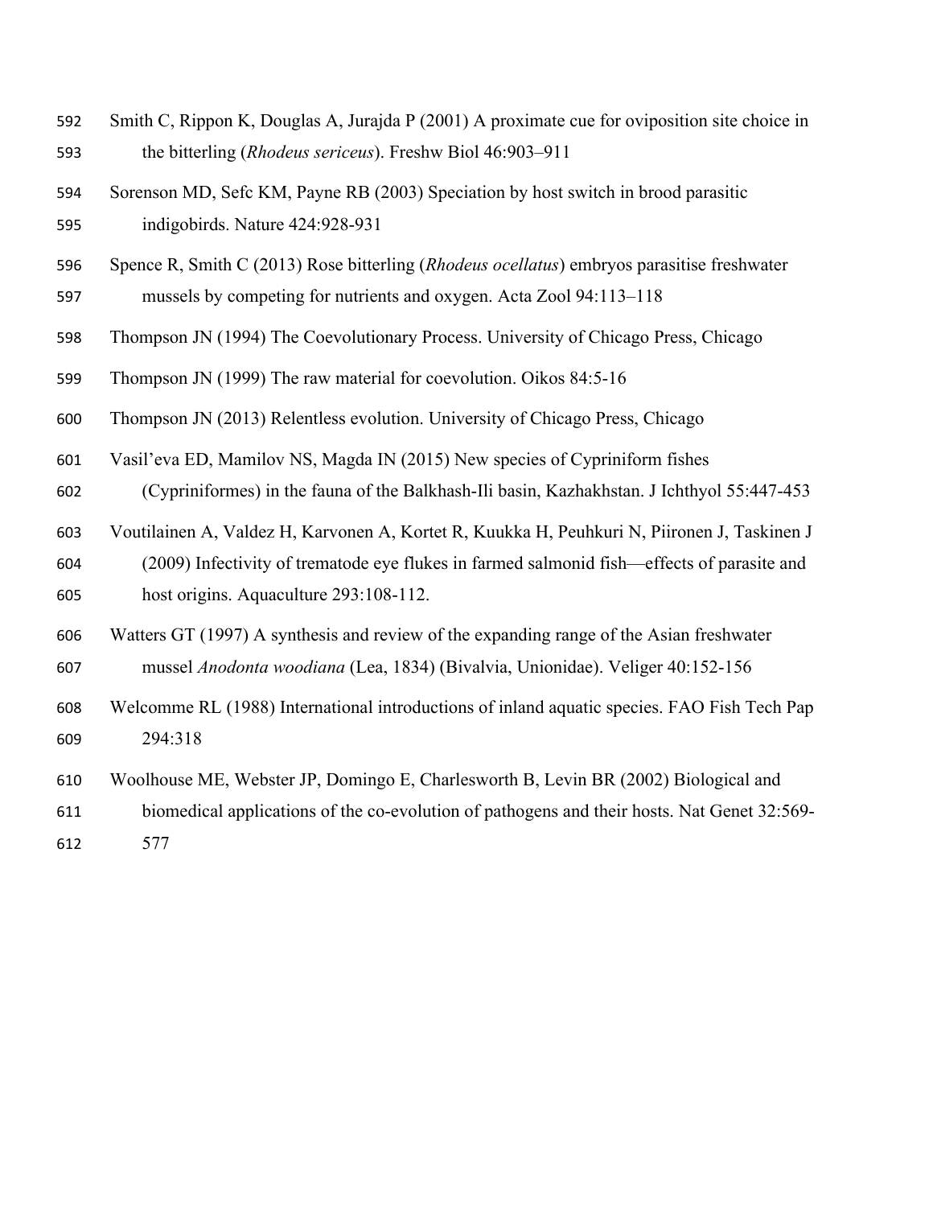Smith C, Rippon K, Douglas A, Jurajda P (2001) A proximate cue for oviposition site choice in the bitterling (*Rhodeus sericeus*). Freshw Biol 46:903–911

Sorenson MD, Sefc KM, Payne RB (2003) Speciation by host switch in brood parasitic indigobirds. Nature 424:928-931

Spence R, Smith C (2013) Rose bitterling (*Rhodeus ocellatus*) embryos parasitise freshwater mussels by competing for nutrients and oxygen. Acta Zool 94:113–118

Thompson JN (1994) The Coevolutionary Process. University of Chicago Press, Chicago

Thompson JN (1999) The raw material for coevolution. Oikos 84:5-16

Thompson JN (2013) Relentless evolution. University of Chicago Press, Chicago

Vasil'eva ED, Mamilov NS, Magda IN (2015) New species of Cypriniform fishes (Cypriniformes) in the fauna of the Balkhash-Ili basin, Kazhakhstan. J Ichthyol 55:447-453

Voutilainen A, Valdez H, Karvonen A, Kortet R, Kuukka H, Peuhkuri N, Piironen J, Taskinen J (2009) Infectivity of trematode eye flukes in farmed salmonid fish—effects of parasite and host origins. Aquaculture 293:108-112.

Watters GT (1997) A synthesis and review of the expanding range of the Asian freshwater mussel *Anodonta woodiana* (Lea, 1834) (Bivalvia, Unionidae). Veliger 40:152-156

Welcomme RL (1988) International introductions of inland aquatic species. FAO Fish Tech Pap 294:318

Woolhouse ME, Webster JP, Domingo E, Charlesworth B, Levin BR (2002) Biological and biomedical applications of the co-evolution of pathogens and their hosts. Nat Genet 32:569-577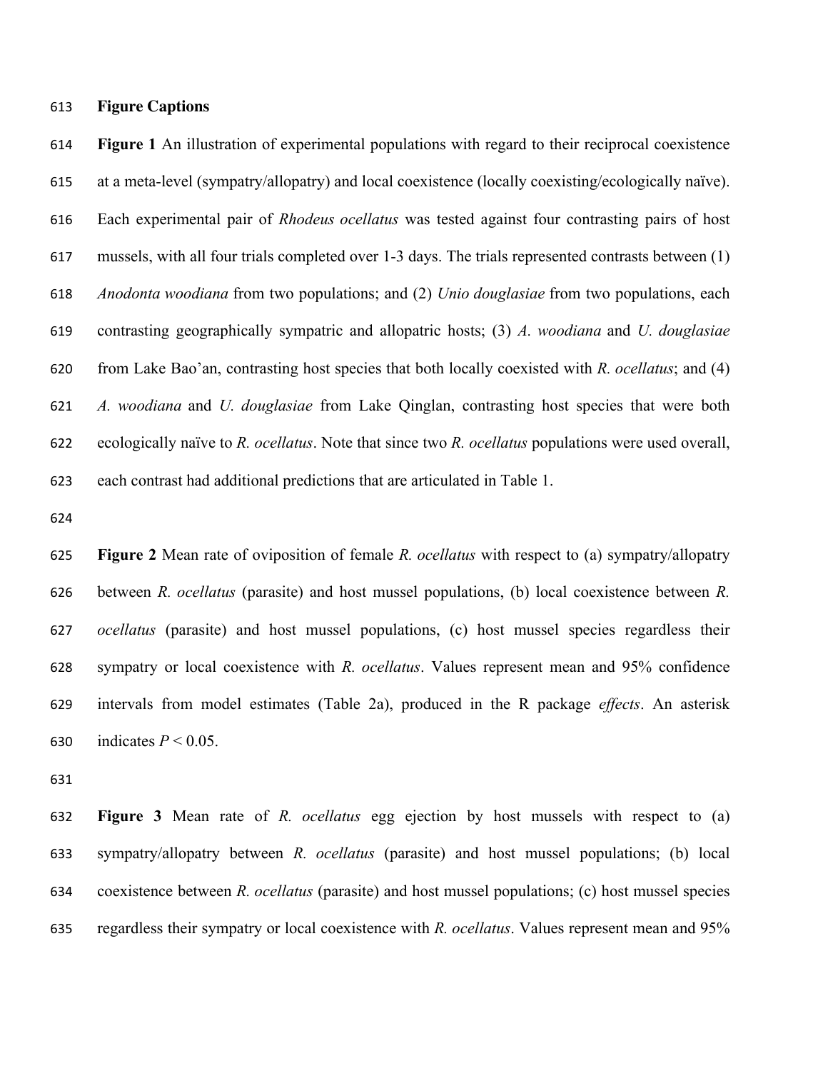## Figure Captions

**Figure 1** An illustration of experimental populations with regard to their reciprocal coexistence at a meta-level (sympatry/allopatry) and local coexistence (locally coexisting/ecologically naïve). Each experimental pair of *Rhodeus ocellatus* was tested against four contrasting pairs of host mussels, with all four trials completed over 1-3 days. The trials represented contrasts between (1) *Anodonta woodiana* from two populations; and (2) *Unio douglasiae* from two populations, each contrasting geographically sympatric and allopatric hosts; (3) *A. woodiana* and *U. douglasiae* from Lake Bao'an, contrasting host species that both locally coexisted with *R. ocellatus*; and (4) *A. woodiana* and *U. douglasiae* from Lake Qinglan, contrasting host species that were both ecologically naïve to *R. ocellatus*. Note that since two *R. ocellatus* populations were used overall, each contrast had additional predictions that are articulated in Table 1.

**Figure 2** Mean rate of oviposition of female *R. ocellatus* with respect to (a) sympatry/allopatry between *R. ocellatus* (parasite) and host mussel populations, (b) local coexistence between *R. ocellatus* (parasite) and host mussel populations, (c) host mussel species regardless their sympatry or local coexistence with *R. ocellatus*. Values represent mean and 95% confidence intervals from model estimates (Table 2a), produced in the R package *effects*. An asterisk indicates $P < 0.05$.

**Figure 3** Mean rate of *R. ocellatus* egg ejection by host mussels with respect to (a) sympatry/allopatry between *R. ocellatus* (parasite) and host mussel populations; (b) local coexistence between *R. ocellatus* (parasite) and host mussel populations; (c) host mussel species regardless their sympatry or local coexistence with *R. ocellatus*. Values represent mean and 95%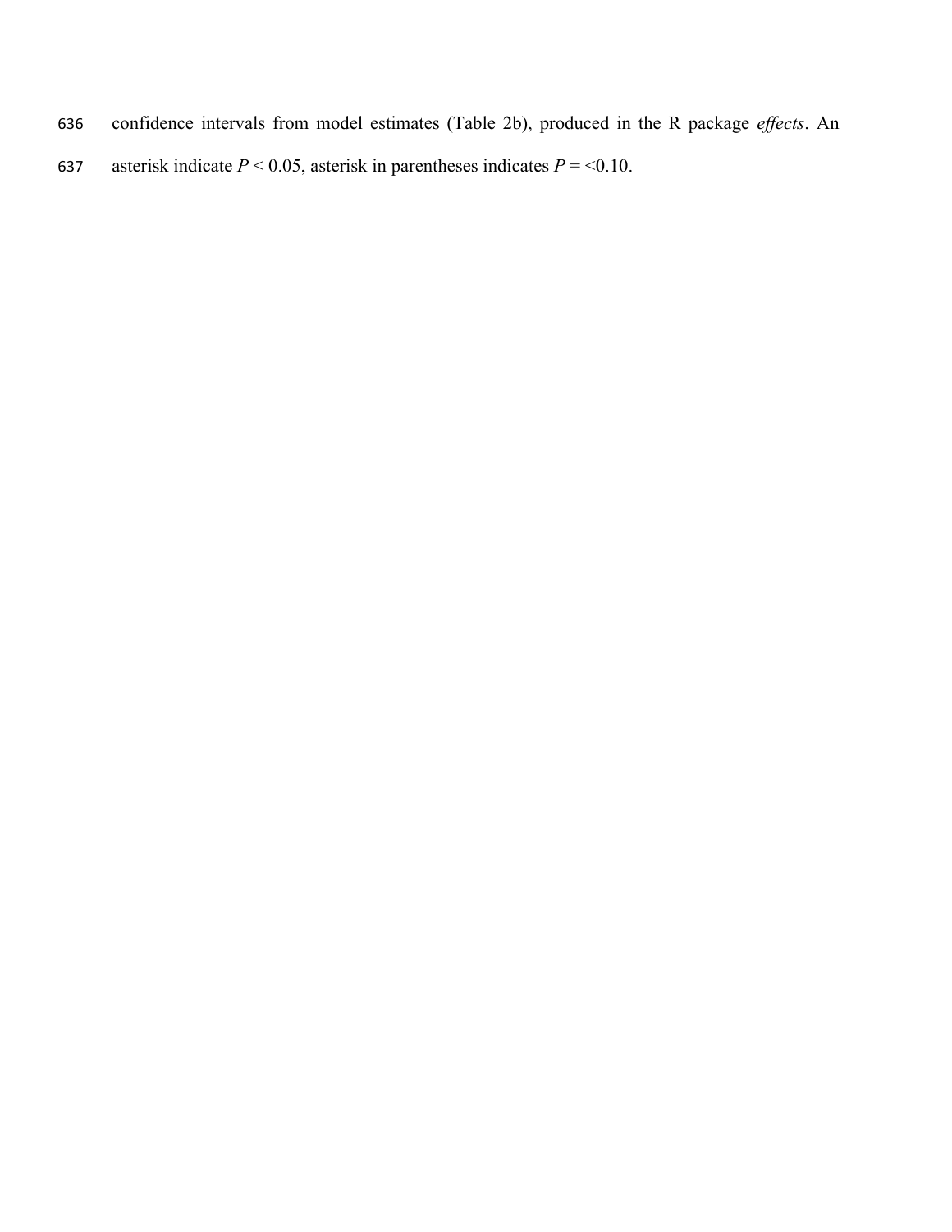confidence intervals from model estimates (Table 2b), produced in the R package *effects*. An asterisk indicate $P < 0.05$, asterisk in parentheses indicates $P = <0.10$.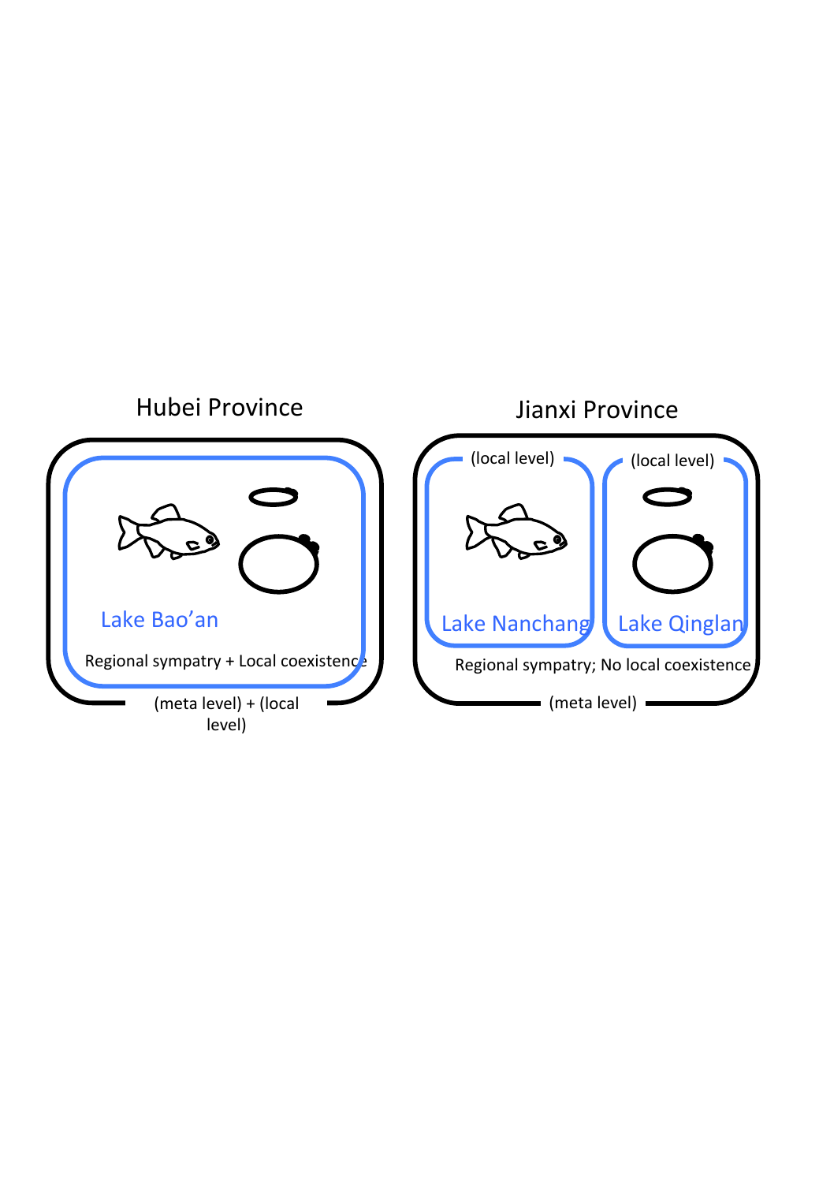Hubei Province

Lake Bao'an

Regional sympatry + Local coexistence

(meta level) + (local level)

Jianxi Province

(local level)

(local level)

Lake Nanchang

Lake Qinglan

Regional sympatry; No local coexistence

(meta level)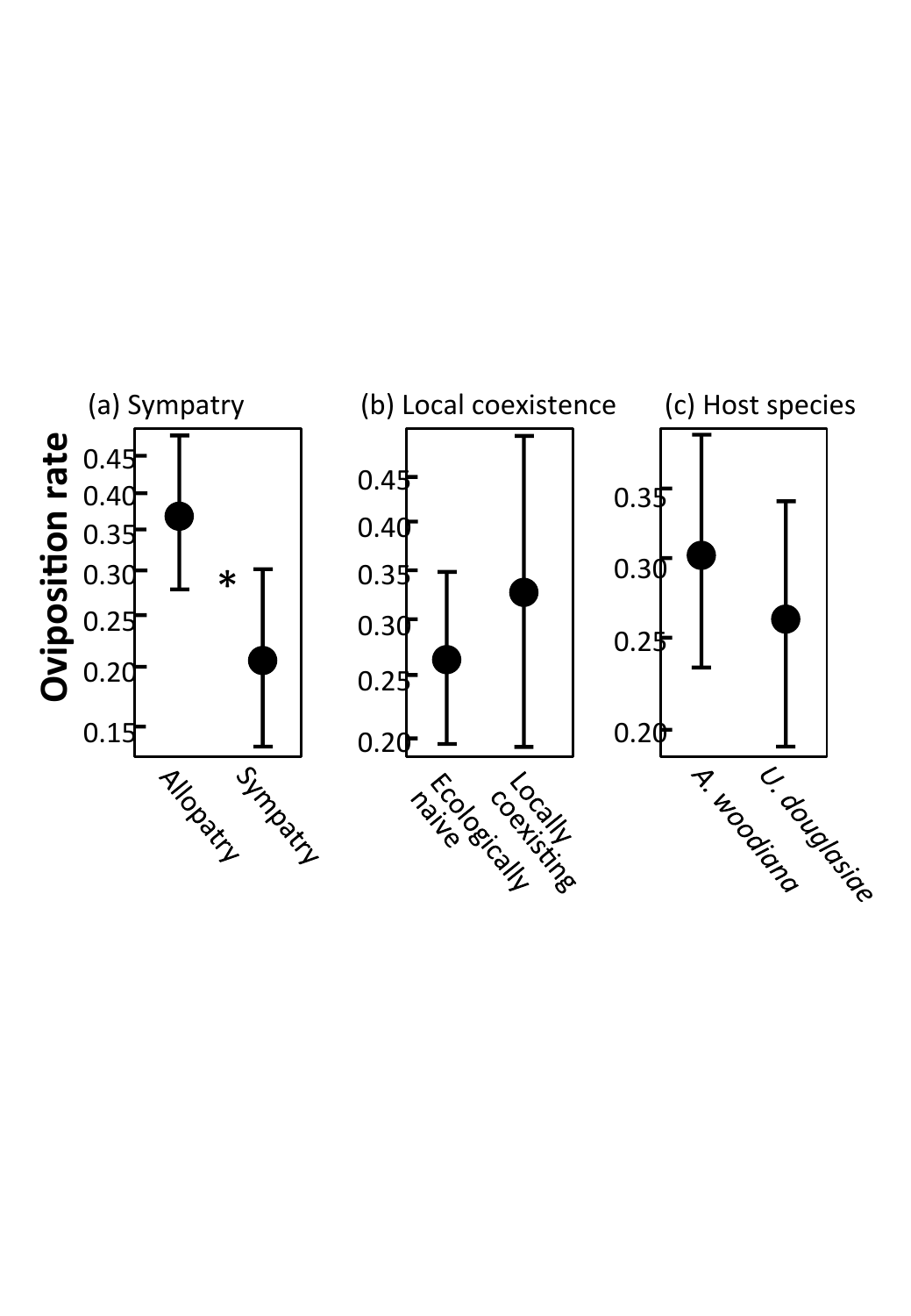(a) Sympatry

Oviposition rate

0.45
0.40
0.35
0.30
0.25
0.20
0.15

*

Allopatry

Sympatry

(b) Local coexistence

0.45
0.40
0.35
0.30
0.25
0.20

Ecologically naive

Locally coexisting

(c) Host species

0.35
0.30
0.25
0.20

*A. woodiana*

*U. douglasiae*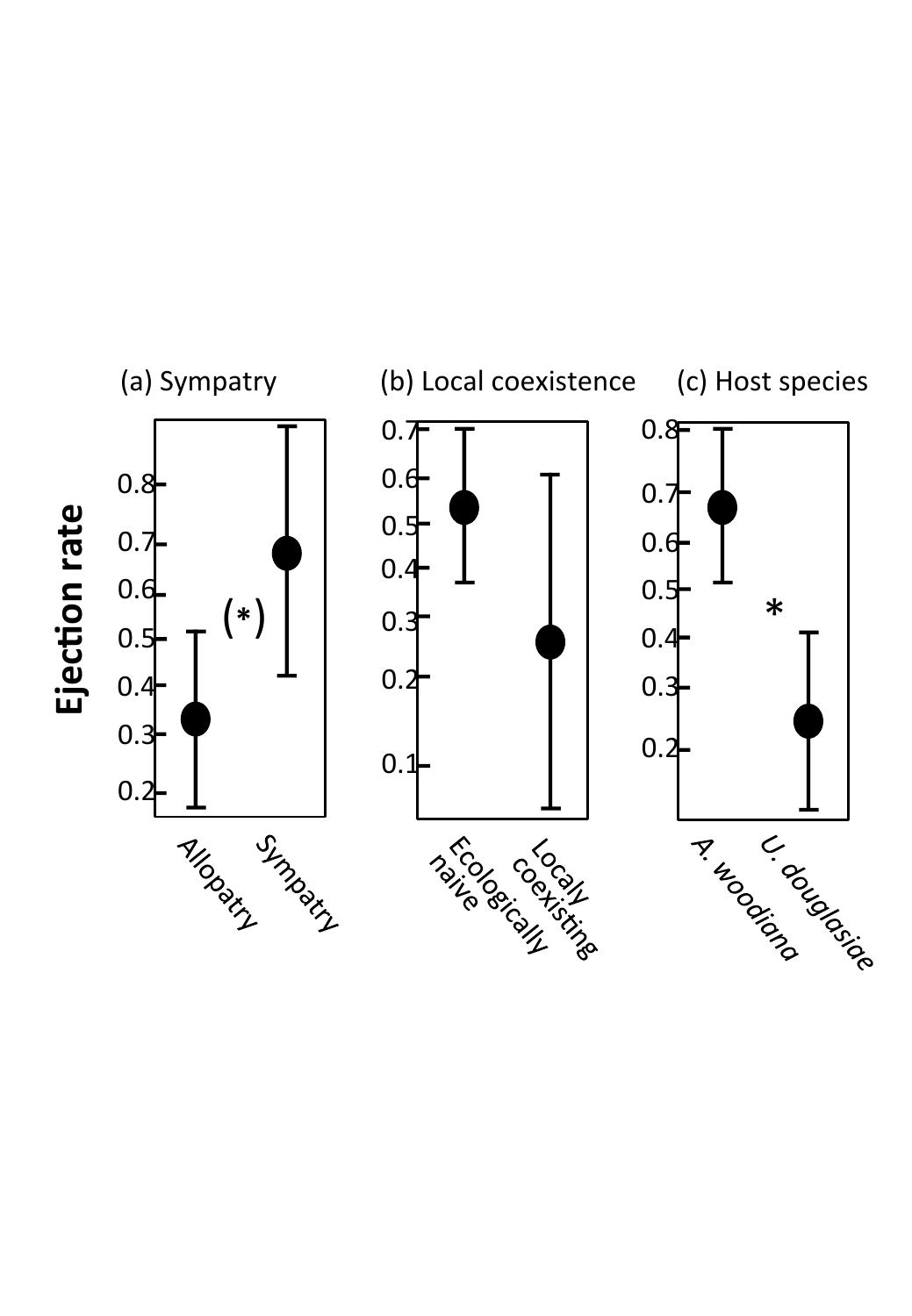(a) Sympatry

(b) Local coexistence

(c) Host species

**Ejection rate**

0.8
0.7
0.6
0.5
0.4
0.3
0.2

(*)

Allopatry

Sympatry

0.7
0.6
0.5
0.4
0.3
0.2
0.1

Ecologically naive

Localy coexisting

0.8
0.7
0.6
0.5
0.4
0.3
0.2

*

*A. woodiana*

*U. douglasiae*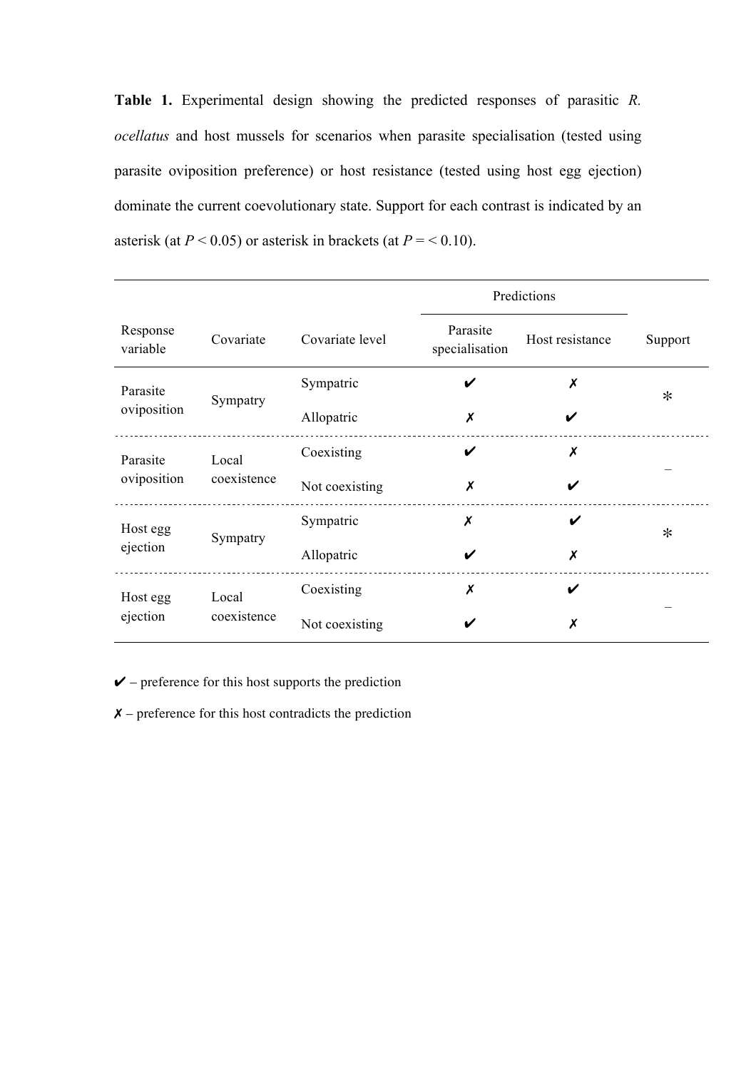**Table 1.** Experimental design showing the predicted responses of parasitic *R. ocellatus* and host mussels for scenarios when parasite specialisation (tested using parasite oviposition preference) or host resistance (tested using host egg ejection) dominate the current coevolutionary state. Support for each contrast is indicated by an asterisk (at $P < 0.05$) or asterisk in brackets (at $P = < 0.10$).

| Response variable | Covariate | Covariate level | Predictions | | Support |
|---|---|---|---|---|---|
| | | | Parasite specialisation | Host resistance | |
| Parasite oviposition | Sympatry | Sympatric | ✔ | ✗ | * |
| | | Allopatric | ✗ | ✔ | |
| Parasite oviposition | Local coexistence | Coexisting | ✔ | ✗ | – |
| | | Not coexisting | ✗ | ✔ | |
| Host egg ejection | Sympatry | Sympatric | ✗ | ✔ | * |
| | | Allopatric | ✔ | ✗ | |
| Host egg ejection | Local coexistence | Coexisting | ✗ | ✔ | – |
| | | Not coexisting | ✔ | ✗ | |

✔ – preference for this host supports the prediction

✗ – preference for this host contradicts the prediction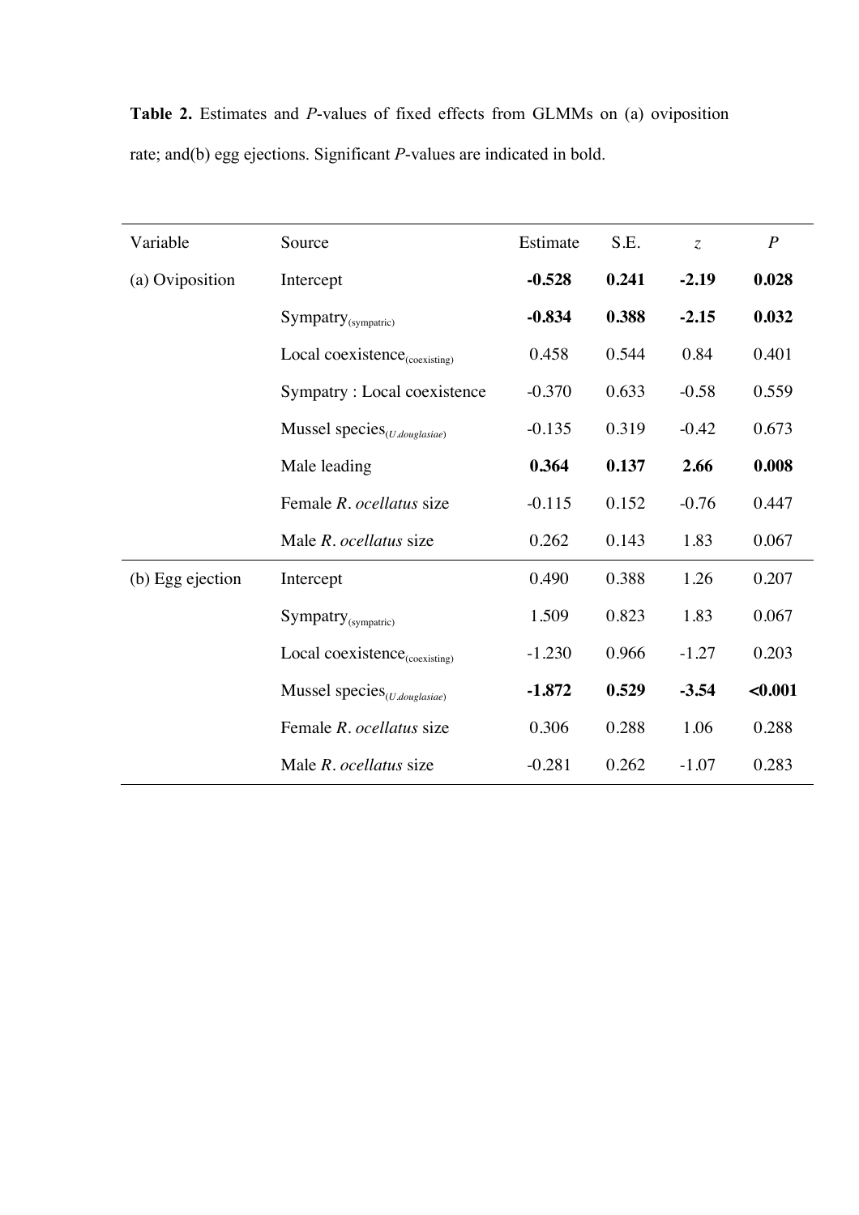**Table 2.** Estimates and *P*-values of fixed effects from GLMMs on (a) oviposition rate; and(b) egg ejections. Significant *P*-values are indicated in bold.

| Variable | Source | Estimate | S.E. | *z* | *P* |
|---|---|---|---|---|---|
| (a) Oviposition | Intercept | **-0.528** | **0.241** | **-2.19** | **0.028** |
| | $\text{Sympatry}_{(\text{sympatric})}$ | **-0.834** | **0.388** | **-2.15** | **0.032** |
| | $\text{Local coexistence}_{(\text{coexisting})}$ | 0.458 | 0.544 | 0.84 | 0.401 |
| | Sympatry : Local coexistence | -0.370 | 0.633 | -0.58 | 0.559 |
| | $\text{Mussel species}_{(U.douglasiae)}$ | -0.135 | 0.319 | -0.42 | 0.673 |
| | Male leading | **0.364** | **0.137** | **2.66** | **0.008** |
| | Female *R. ocellatus* size | -0.115 | 0.152 | -0.76 | 0.447 |
| | Male *R. ocellatus* size | 0.262 | 0.143 | 1.83 | 0.067 |
| (b) Egg ejection | Intercept | 0.490 | 0.388 | 1.26 | 0.207 |
| | $\text{Sympatry}_{(\text{sympatric})}$ | 1.509 | 0.823 | 1.83 | 0.067 |
| | $\text{Local coexistence}_{(\text{coexisting})}$ | -1.230 | 0.966 | -1.27 | 0.203 |
| | $\text{Mussel species}_{(U.douglasiae)}$ | **-1.872** | **0.529** | **-3.54** | **<0.001** |
| | Female *R. ocellatus* size | 0.306 | 0.288 | 1.06 | 0.288 |
| | Male *R. ocellatus* size | -0.281 | 0.262 | -1.07 | 0.283 |